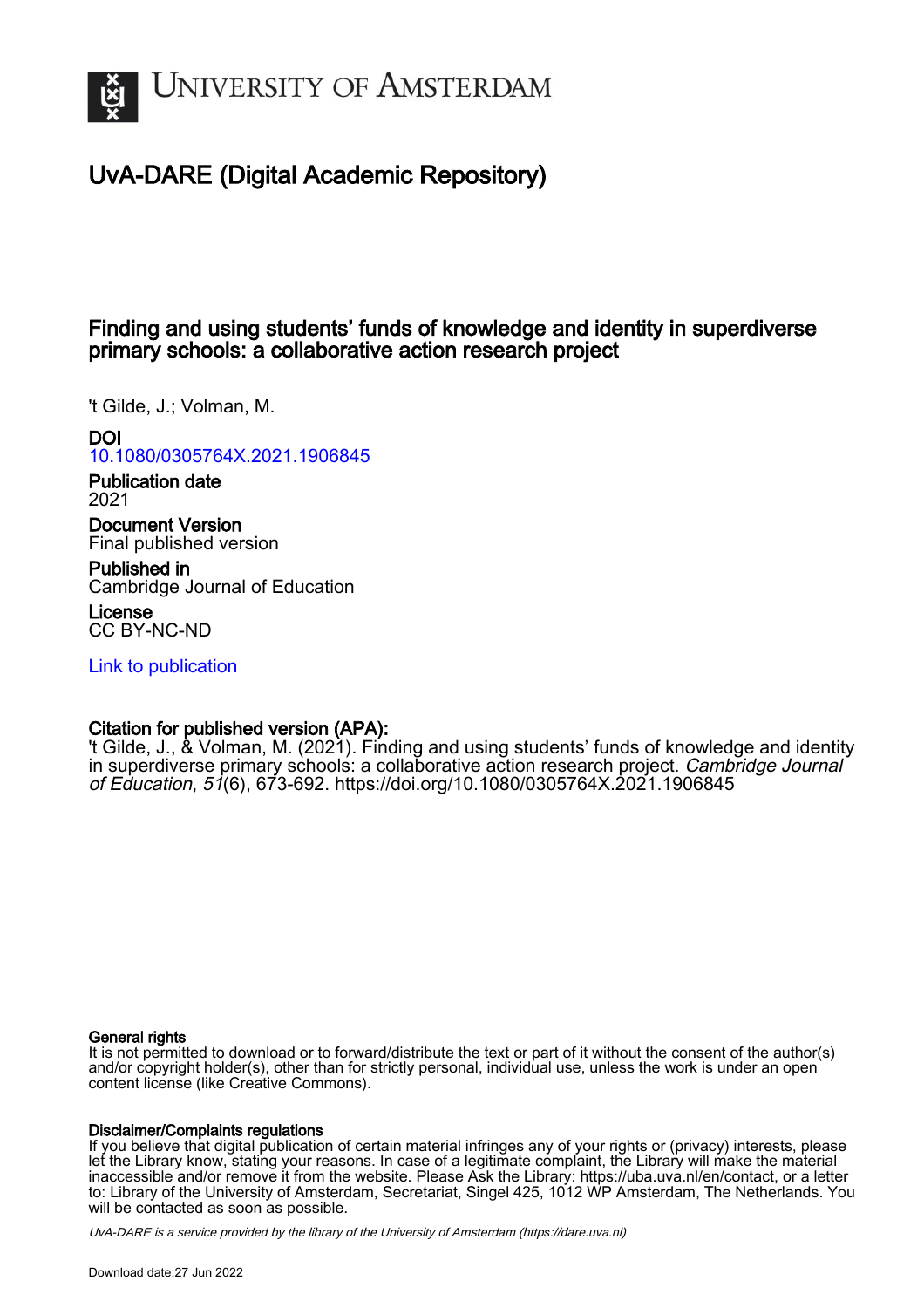# University of Amsterdam

## UvA-DARE (Digital Academic Repository)

### Finding and using students' funds of knowledge and identity in superdiverse primary schools: a collaborative action research project

't Gilde, J.; Volman, M.

**DOI**
10.1080/0305764X.2021.1906845

**Publication date**
2021

**Document Version**
Final published version

**Published in**
Cambridge Journal of Education

**License**
CC BY-NC-ND

Link to publication

**Citation for published version (APA):**
't Gilde, J., & Volman, M. (2021). Finding and using students' funds of knowledge and identity in superdiverse primary schools: a collaborative action research project. *Cambridge Journal of Education*, *51*(6), 673-692. https://doi.org/10.1080/0305764X.2021.1906845

**General rights**
It is not permitted to download or to forward/distribute the text or part of it without the consent of the author(s) and/or copyright holder(s), other than for strictly personal, individual use, unless the work is under an open content license (like Creative Commons).

**Disclaimer/Complaints regulations**
If you believe that digital publication of certain material infringes any of your rights or (privacy) interests, please let the Library know, stating your reasons. In case of a legitimate complaint, the Library will make the material inaccessible and/or remove it from the website. Please Ask the Library: https://uba.uva.nl/en/contact, or a letter to: Library of the University of Amsterdam, Secretariat, Singel 425, 1012 WP Amsterdam, The Netherlands. You will be contacted as soon as possible.

*UvA-DARE is a service provided by the library of the University of Amsterdam (https://dare.uva.nl)*

Download date:27 Jun 2022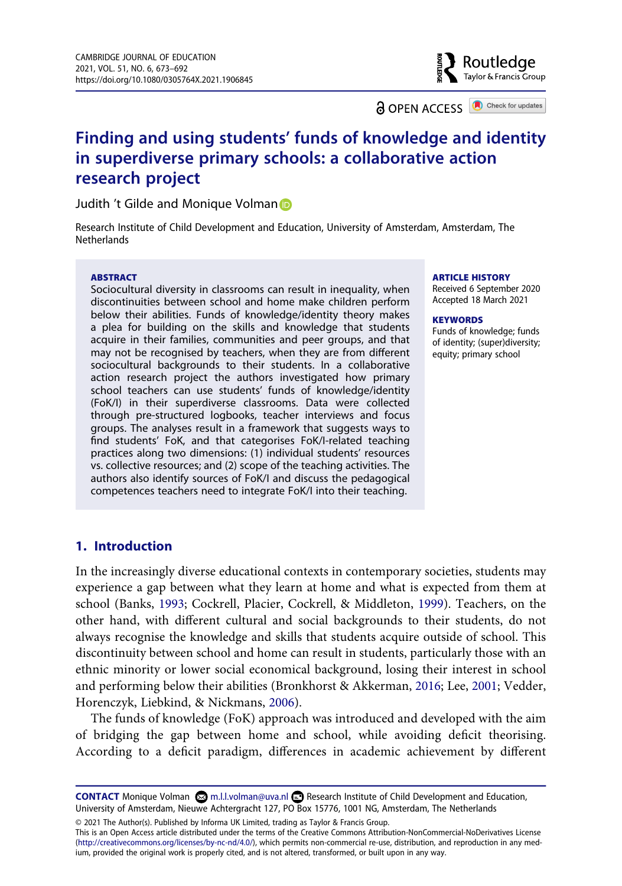# Finding and using students' funds of knowledge and identity in superdiverse primary schools: a collaborative action research project

Judith 't Gilde and Monique Volman

Research Institute of Child Development and Education, University of Amsterdam, Amsterdam, The Netherlands

**ABSTRACT**

Sociocultural diversity in classrooms can result in inequality, when discontinuities between school and home make children perform below their abilities. Funds of knowledge/identity theory makes a plea for building on the skills and knowledge that students acquire in their families, communities and peer groups, and that may not be recognised by teachers, when they are from different sociocultural backgrounds to their students. In a collaborative action research project the authors investigated how primary school teachers can use students' funds of knowledge/identity (FoK/I) in their superdiverse classrooms. Data were collected through pre-structured logbooks, teacher interviews and focus groups. The analyses result in a framework that suggests ways to find students' FoK, and that categorises FoK/I-related teaching practices along two dimensions: (1) individual students' resources vs. collective resources; and (2) scope of the teaching activities. The authors also identify sources of FoK/I and discuss the pedagogical competences teachers need to integrate FoK/I into their teaching.

**ARTICLE HISTORY**

Received 6 September 2020
Accepted 18 March 2021

**KEYWORDS**

Funds of knowledge; funds of identity; (super)diversity; equity; primary school

## 1. Introduction

In the increasingly diverse educational contexts in contemporary societies, students may experience a gap between what they learn at home and what is expected from them at school (Banks, 1993; Cockrell, Placier, Cockrell, & Middleton, 1999). Teachers, on the other hand, with different cultural and social backgrounds to their students, do not always recognise the knowledge and skills that students acquire outside of school. This discontinuity between school and home can result in students, particularly those with an ethnic minority or lower social economical background, losing their interest in school and performing below their abilities (Bronkhorst & Akkerman, 2016; Lee, 2001; Vedder, Horenczyk, Liebkind, & Nickmans, 2006).

The funds of knowledge (FoK) approach was introduced and developed with the aim of bridging the gap between home and school, while avoiding deficit theorising. According to a deficit paradigm, differences in academic achievement by different

**CONTACT** Monique Volman m.l.l.volman@uva.nl Research Institute of Child Development and Education, University of Amsterdam, Nieuwe Achtergracht 127, PO Box 15776, 1001 NG, Amsterdam, The Netherlands

© 2021 The Author(s). Published by Informa UK Limited, trading as Taylor & Francis Group.
This is an Open Access article distributed under the terms of the Creative Commons Attribution-NonCommercial-NoDerivatives License (http://creativecommons.org/licenses/by-nc-nd/4.0/), which permits non-commercial re-use, distribution, and reproduction in any medium, provided the original work is properly cited, and is not altered, transformed, or built upon in any way.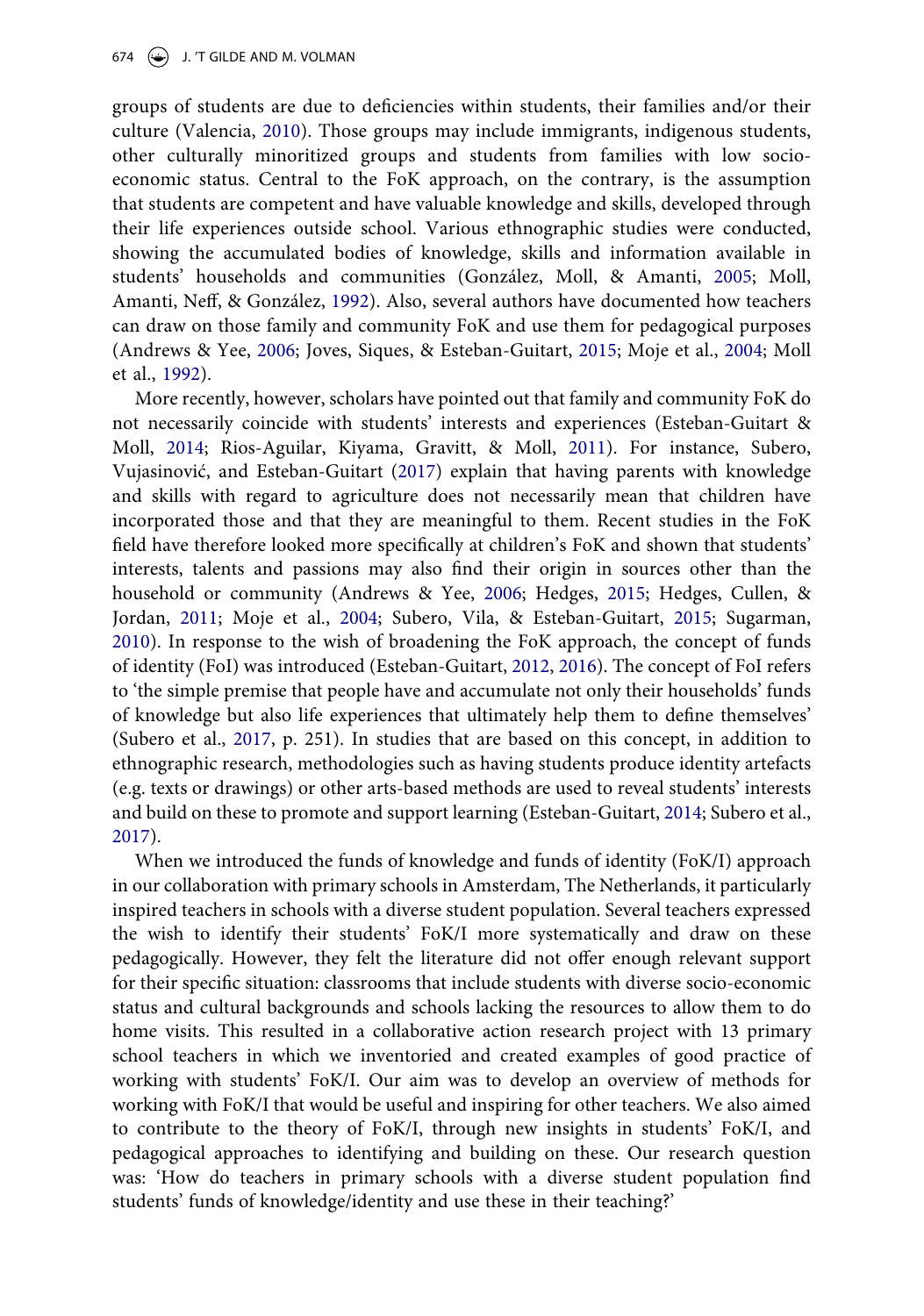groups of students are due to deficiencies within students, their families and/or their culture (Valencia, 2010). Those groups may include immigrants, indigenous students, other culturally minoritized groups and students from families with low socio-economic status. Central to the FoK approach, on the contrary, is the assumption that students are competent and have valuable knowledge and skills, developed through their life experiences outside school. Various ethnographic studies were conducted, showing the accumulated bodies of knowledge, skills and information available in students' households and communities (González, Moll, & Amanti, 2005; Moll, Amanti, Neff, & González, 1992). Also, several authors have documented how teachers can draw on those family and community FoK and use them for pedagogical purposes (Andrews & Yee, 2006; Joves, Siques, & Esteban-Guitart, 2015; Moje et al., 2004; Moll et al., 1992).

More recently, however, scholars have pointed out that family and community FoK do not necessarily coincide with students' interests and experiences (Esteban-Guitart & Moll, 2014; Rios-Aguilar, Kiyama, Gravitt, & Moll, 2011). For instance, Subero, Vujasinović, and Esteban-Guitart (2017) explain that having parents with knowledge and skills with regard to agriculture does not necessarily mean that children have incorporated those and that they are meaningful to them. Recent studies in the FoK field have therefore looked more specifically at children's FoK and shown that students' interests, talents and passions may also find their origin in sources other than the household or community (Andrews & Yee, 2006; Hedges, 2015; Hedges, Cullen, & Jordan, 2011; Moje et al., 2004; Subero, Vila, & Esteban-Guitart, 2015; Sugarman, 2010). In response to the wish of broadening the FoK approach, the concept of funds of identity (FoI) was introduced (Esteban-Guitart, 2012, 2016). The concept of FoI refers to 'the simple premise that people have and accumulate not only their households' funds of knowledge but also life experiences that ultimately help them to define themselves' (Subero et al., 2017, p. 251). In studies that are based on this concept, in addition to ethnographic research, methodologies such as having students produce identity artefacts (e.g. texts or drawings) or other arts-based methods are used to reveal students' interests and build on these to promote and support learning (Esteban-Guitart, 2014; Subero et al., 2017).

When we introduced the funds of knowledge and funds of identity (FoK/I) approach in our collaboration with primary schools in Amsterdam, The Netherlands, it particularly inspired teachers in schools with a diverse student population. Several teachers expressed the wish to identify their students' FoK/I more systematically and draw on these pedagogically. However, they felt the literature did not offer enough relevant support for their specific situation: classrooms that include students with diverse socio-economic status and cultural backgrounds and schools lacking the resources to allow them to do home visits. This resulted in a collaborative action research project with 13 primary school teachers in which we inventoried and created examples of good practice of working with students' FoK/I. Our aim was to develop an overview of methods for working with FoK/I that would be useful and inspiring for other teachers. We also aimed to contribute to the theory of FoK/I, through new insights in students' FoK/I, and pedagogical approaches to identifying and building on these. Our research question was: 'How do teachers in primary schools with a diverse student population find students' funds of knowledge/identity and use these in their teaching?'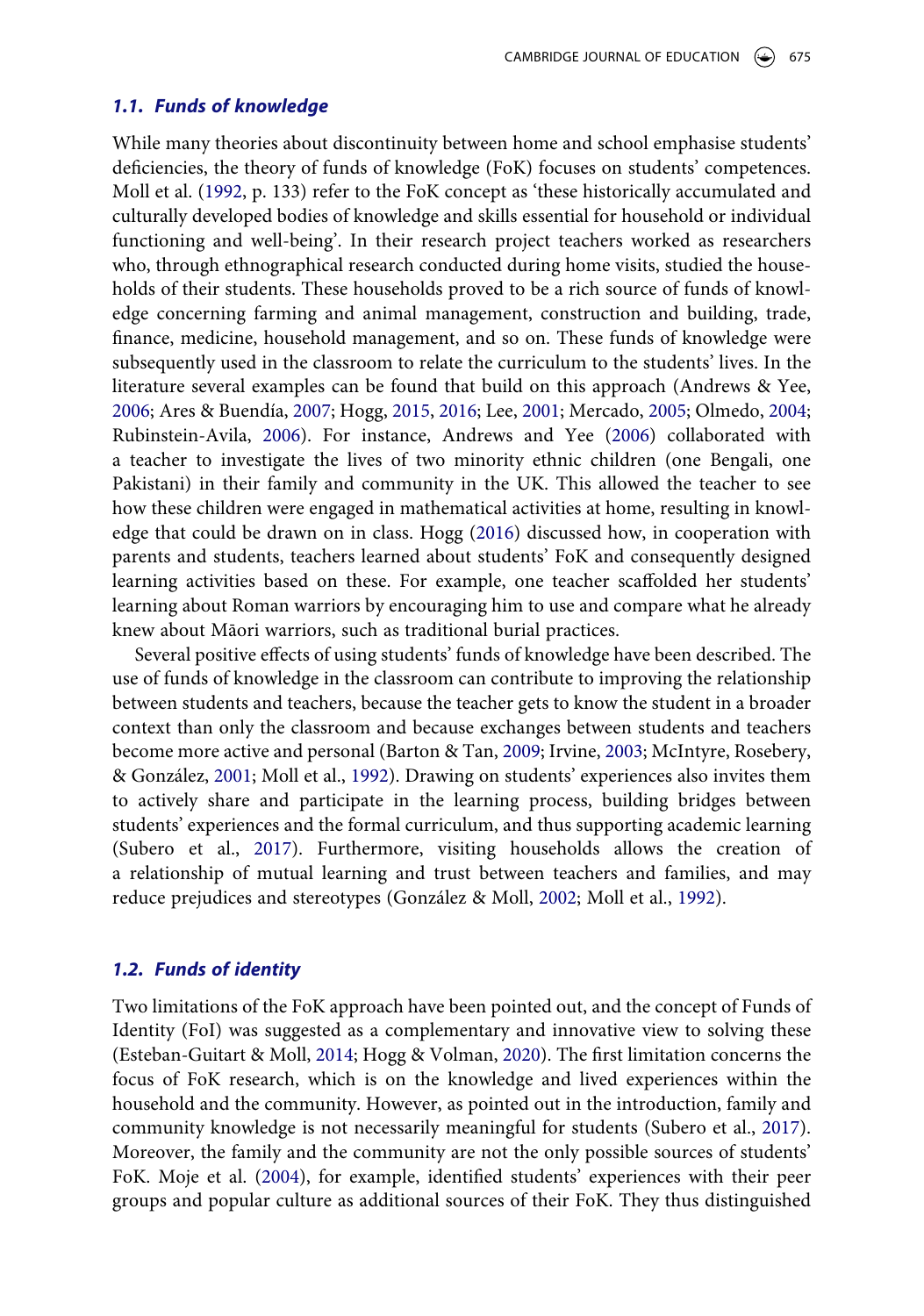### *1.1. Funds of knowledge*

While many theories about discontinuity between home and school emphasise students' deficiencies, the theory of funds of knowledge (FoK) focuses on students' competences. Moll et al. (1992, p. 133) refer to the FoK concept as 'these historically accumulated and culturally developed bodies of knowledge and skills essential for household or individual functioning and well-being'. In their research project teachers worked as researchers who, through ethnographical research conducted during home visits, studied the households of their students. These households proved to be a rich source of funds of knowledge concerning farming and animal management, construction and building, trade, finance, medicine, household management, and so on. These funds of knowledge were subsequently used in the classroom to relate the curriculum to the students' lives. In the literature several examples can be found that build on this approach (Andrews & Yee, 2006; Ares & Buendía, 2007; Hogg, 2015, 2016; Lee, 2001; Mercado, 2005; Olmedo, 2004; Rubinstein-Avila, 2006). For instance, Andrews and Yee (2006) collaborated with a teacher to investigate the lives of two minority ethnic children (one Bengali, one Pakistani) in their family and community in the UK. This allowed the teacher to see how these children were engaged in mathematical activities at home, resulting in knowledge that could be drawn on in class. Hogg (2016) discussed how, in cooperation with parents and students, teachers learned about students' FoK and consequently designed learning activities based on these. For example, one teacher scaffolded her students' learning about Roman warriors by encouraging him to use and compare what he already knew about Māori warriors, such as traditional burial practices.

Several positive effects of using students' funds of knowledge have been described. The use of funds of knowledge in the classroom can contribute to improving the relationship between students and teachers, because the teacher gets to know the student in a broader context than only the classroom and because exchanges between students and teachers become more active and personal (Barton & Tan, 2009; Irvine, 2003; McIntyre, Rosebery, & González, 2001; Moll et al., 1992). Drawing on students' experiences also invites them to actively share and participate in the learning process, building bridges between students' experiences and the formal curriculum, and thus supporting academic learning (Subero et al., 2017). Furthermore, visiting households allows the creation of a relationship of mutual learning and trust between teachers and families, and may reduce prejudices and stereotypes (González & Moll, 2002; Moll et al., 1992).

### *1.2. Funds of identity*

Two limitations of the FoK approach have been pointed out, and the concept of Funds of Identity (FoI) was suggested as a complementary and innovative view to solving these (Esteban-Guitart & Moll, 2014; Hogg & Volman, 2020). The first limitation concerns the focus of FoK research, which is on the knowledge and lived experiences within the household and the community. However, as pointed out in the introduction, family and community knowledge is not necessarily meaningful for students (Subero et al., 2017). Moreover, the family and the community are not the only possible sources of students' FoK. Moje et al. (2004), for example, identified students' experiences with their peer groups and popular culture as additional sources of their FoK. They thus distinguished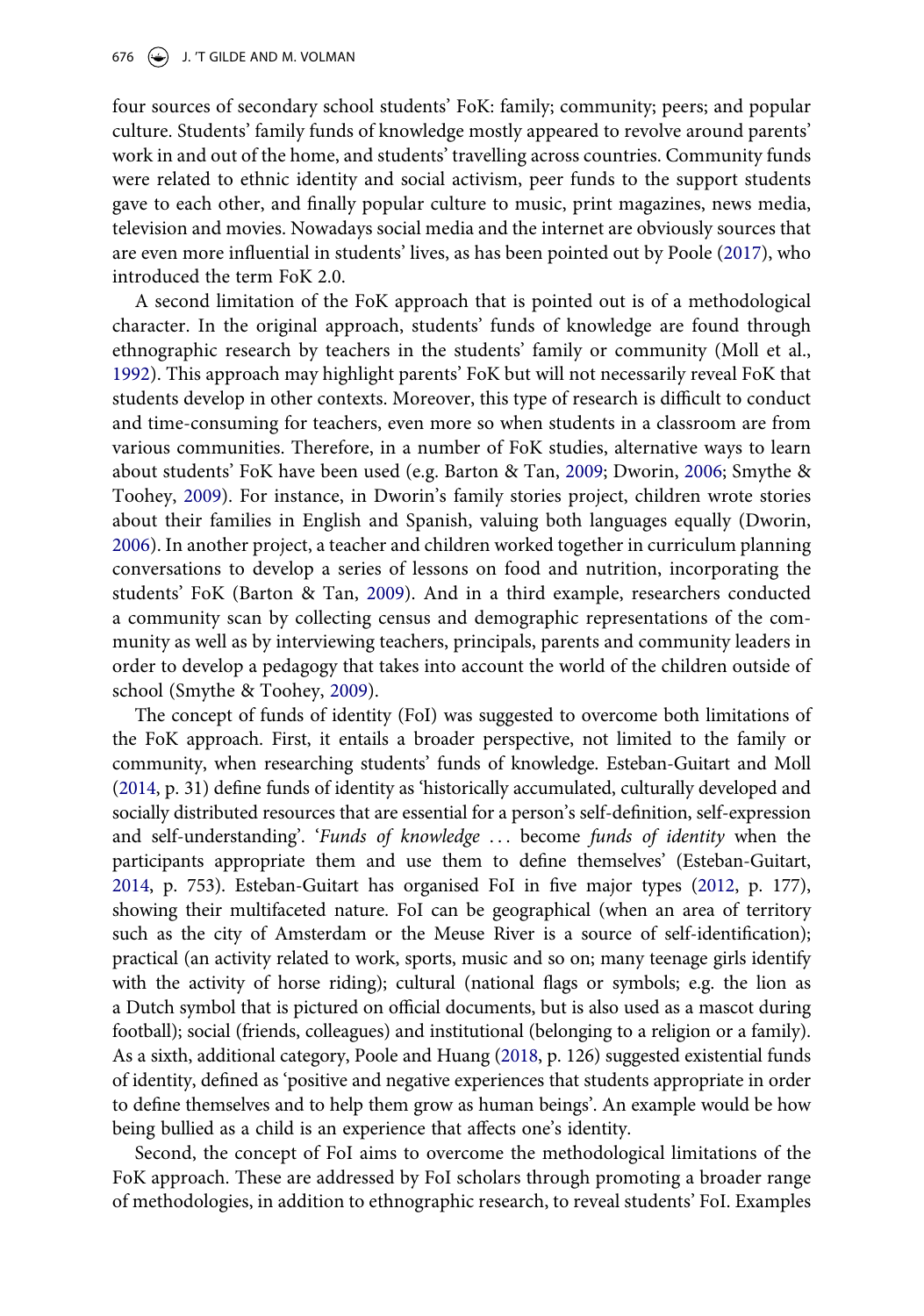four sources of secondary school students' FoK: family; community; peers; and popular culture. Students' family funds of knowledge mostly appeared to revolve around parents' work in and out of the home, and students' travelling across countries. Community funds were related to ethnic identity and social activism, peer funds to the support students gave to each other, and finally popular culture to music, print magazines, news media, television and movies. Nowadays social media and the internet are obviously sources that are even more influential in students' lives, as has been pointed out by Poole (2017), who introduced the term FoK 2.0.

A second limitation of the FoK approach that is pointed out is of a methodological character. In the original approach, students' funds of knowledge are found through ethnographic research by teachers in the students' family or community (Moll et al., 1992). This approach may highlight parents' FoK but will not necessarily reveal FoK that students develop in other contexts. Moreover, this type of research is difficult to conduct and time-consuming for teachers, even more so when students in a classroom are from various communities. Therefore, in a number of FoK studies, alternative ways to learn about students' FoK have been used (e.g. Barton & Tan, 2009; Dworin, 2006; Smythe & Toohey, 2009). For instance, in Dworin's family stories project, children wrote stories about their families in English and Spanish, valuing both languages equally (Dworin, 2006). In another project, a teacher and children worked together in curriculum planning conversations to develop a series of lessons on food and nutrition, incorporating the students' FoK (Barton & Tan, 2009). And in a third example, researchers conducted a community scan by collecting census and demographic representations of the community as well as by interviewing teachers, principals, parents and community leaders in order to develop a pedagogy that takes into account the world of the children outside of school (Smythe & Toohey, 2009).

The concept of funds of identity (FoI) was suggested to overcome both limitations of the FoK approach. First, it entails a broader perspective, not limited to the family or community, when researching students' funds of knowledge. Esteban-Guitart and Moll (2014, p. 31) define funds of identity as 'historically accumulated, culturally developed and socially distributed resources that are essential for a person's self-definition, self-expression and self-understanding'. '*Funds of knowledge* ... become *funds of identity* when the participants appropriate them and use them to define themselves' (Esteban-Guitart, 2014, p. 753). Esteban-Guitart has organised FoI in five major types (2012, p. 177), showing their multifaceted nature. FoI can be geographical (when an area of territory such as the city of Amsterdam or the Meuse River is a source of self-identification); practical (an activity related to work, sports, music and so on; many teenage girls identify with the activity of horse riding); cultural (national flags or symbols; e.g. the lion as a Dutch symbol that is pictured on official documents, but is also used as a mascot during football); social (friends, colleagues) and institutional (belonging to a religion or a family). As a sixth, additional category, Poole and Huang (2018, p. 126) suggested existential funds of identity, defined as 'positive and negative experiences that students appropriate in order to define themselves and to help them grow as human beings'. An example would be how being bullied as a child is an experience that affects one's identity.

Second, the concept of FoI aims to overcome the methodological limitations of the FoK approach. These are addressed by FoI scholars through promoting a broader range of methodologies, in addition to ethnographic research, to reveal students' FoI. Examples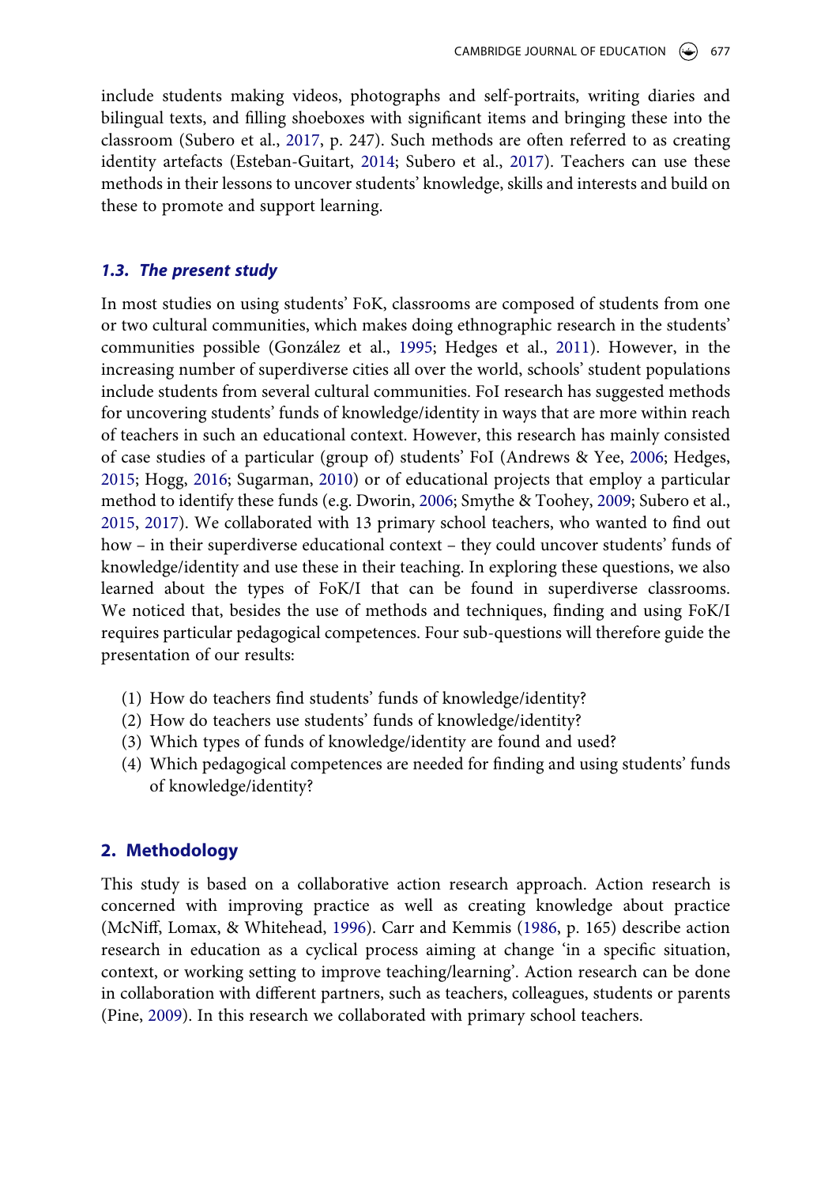include students making videos, photographs and self-portraits, writing diaries and bilingual texts, and filling shoeboxes with significant items and bringing these into the classroom (Subero et al., 2017, p. 247). Such methods are often referred to as creating identity artefacts (Esteban-Guitart, 2014; Subero et al., 2017). Teachers can use these methods in their lessons to uncover students' knowledge, skills and interests and build on these to promote and support learning.

### *1.3. The present study*

In most studies on using students' FoK, classrooms are composed of students from one or two cultural communities, which makes doing ethnographic research in the students' communities possible (González et al., 1995; Hedges et al., 2011). However, in the increasing number of superdiverse cities all over the world, schools' student populations include students from several cultural communities. FoI research has suggested methods for uncovering students' funds of knowledge/identity in ways that are more within reach of teachers in such an educational context. However, this research has mainly consisted of case studies of a particular (group of) students' FoI (Andrews & Yee, 2006; Hedges, 2015; Hogg, 2016; Sugarman, 2010) or of educational projects that employ a particular method to identify these funds (e.g. Dworin, 2006; Smythe & Toohey, 2009; Subero et al., 2015, 2017). We collaborated with 13 primary school teachers, who wanted to find out how – in their superdiverse educational context – they could uncover students' funds of knowledge/identity and use these in their teaching. In exploring these questions, we also learned about the types of FoK/I that can be found in superdiverse classrooms. We noticed that, besides the use of methods and techniques, finding and using FoK/I requires particular pedagogical competences. Four sub-questions will therefore guide the presentation of our results:

(1) How do teachers find students' funds of knowledge/identity?
(2) How do teachers use students' funds of knowledge/identity?
(3) Which types of funds of knowledge/identity are found and used?
(4) Which pedagogical competences are needed for finding and using students' funds of knowledge/identity?

## 2. Methodology

This study is based on a collaborative action research approach. Action research is concerned with improving practice as well as creating knowledge about practice (McNiff, Lomax, & Whitehead, 1996). Carr and Kemmis (1986, p. 165) describe action research in education as a cyclical process aiming at change 'in a specific situation, context, or working setting to improve teaching/learning'. Action research can be done in collaboration with different partners, such as teachers, colleagues, students or parents (Pine, 2009). In this research we collaborated with primary school teachers.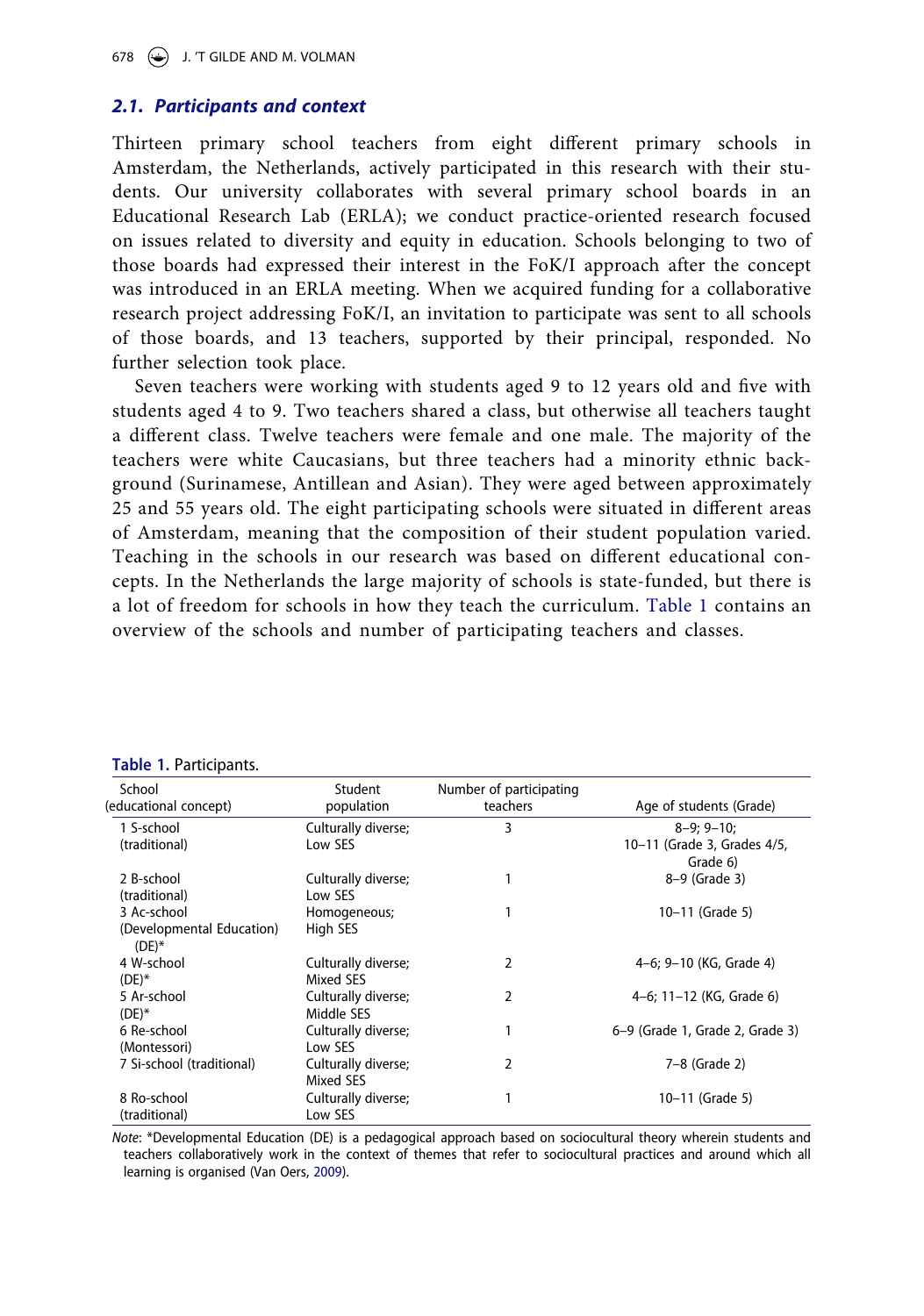### 2.1. Participants and context

Thirteen primary school teachers from eight different primary schools in Amsterdam, the Netherlands, actively participated in this research with their students. Our university collaborates with several primary school boards in an Educational Research Lab (ERLA); we conduct practice-oriented research focused on issues related to diversity and equity in education. Schools belonging to two of those boards had expressed their interest in the FoK/I approach after the concept was introduced in an ERLA meeting. When we acquired funding for a collaborative research project addressing FoK/I, an invitation to participate was sent to all schools of those boards, and 13 teachers, supported by their principal, responded. No further selection took place.

Seven teachers were working with students aged 9 to 12 years old and five with students aged 4 to 9. Two teachers shared a class, but otherwise all teachers taught a different class. Twelve teachers were female and one male. The majority of the teachers were white Caucasians, but three teachers had a minority ethnic background (Surinamese, Antillean and Asian). They were aged between approximately 25 and 55 years old. The eight participating schools were situated in different areas of Amsterdam, meaning that the composition of their student population varied. Teaching in the schools in our research was based on different educational concepts. In the Netherlands the large majority of schools is state-funded, but there is a lot of freedom for schools in how they teach the curriculum. Table 1 contains an overview of the schools and number of participating teachers and classes.

**Table 1.** Participants.

| School (educational concept) | Student population | Number of participating teachers | Age of students (Grade) |
|---|---|---|---|
| 1 S-school (traditional) | Culturally diverse; Low SES | 3 | 8–9; 9–10; 10–11 (Grade 3, Grades 4/5, Grade 6) |
| 2 B-school (traditional) | Culturally diverse; Low SES | 1 | 8–9 (Grade 3) |
| 3 Ac-school (Developmental Education) (DE)* | Homogeneous; High SES | 1 | 10–11 (Grade 5) |
| 4 W-school (DE)* | Culturally diverse; Mixed SES | 2 | 4–6; 9–10 (KG, Grade 4) |
| 5 Ar-school (DE)* | Culturally diverse; Middle SES | 2 | 4–6; 11–12 (KG, Grade 6) |
| 6 Re-school (Montessori) | Culturally diverse; Low SES | 1 | 6–9 (Grade 1, Grade 2, Grade 3) |
| 7 Si-school (traditional) | Culturally diverse; Mixed SES | 2 | 7–8 (Grade 2) |
| 8 Ro-school (traditional) | Culturally diverse; Low SES | 1 | 10–11 (Grade 5) |

*Note*: *Developmental Education (DE) is a pedagogical approach based on sociocultural theory wherein students and teachers collaboratively work in the context of themes that refer to sociocultural practices and around which all learning is organised (Van Oers, 2009).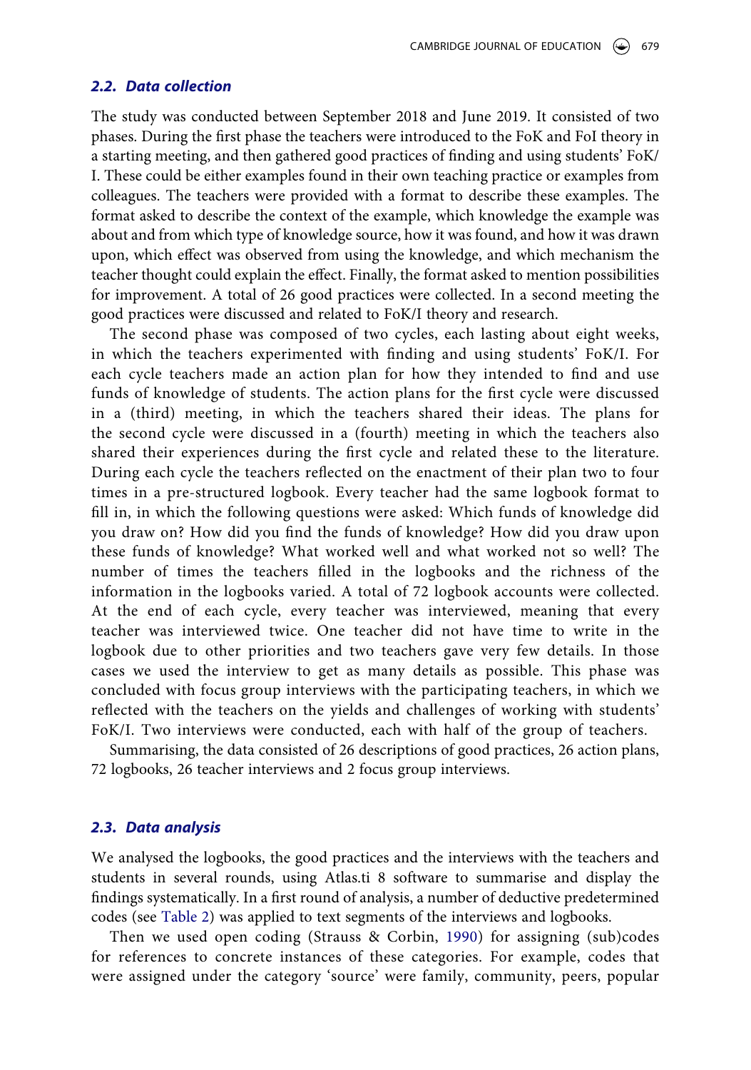### 2.2. Data collection

The study was conducted between September 2018 and June 2019. It consisted of two phases. During the first phase the teachers were introduced to the FoK and FoI theory in a starting meeting, and then gathered good practices of finding and using students' FoK/I. These could be either examples found in their own teaching practice or examples from colleagues. The teachers were provided with a format to describe these examples. The format asked to describe the context of the example, which knowledge the example was about and from which type of knowledge source, how it was found, and how it was drawn upon, which effect was observed from using the knowledge, and which mechanism the teacher thought could explain the effect. Finally, the format asked to mention possibilities for improvement. A total of 26 good practices were collected. In a second meeting the good practices were discussed and related to FoK/I theory and research.

The second phase was composed of two cycles, each lasting about eight weeks, in which the teachers experimented with finding and using students' FoK/I. For each cycle teachers made an action plan for how they intended to find and use funds of knowledge of students. The action plans for the first cycle were discussed in a (third) meeting, in which the teachers shared their ideas. The plans for the second cycle were discussed in a (fourth) meeting in which the teachers also shared their experiences during the first cycle and related these to the literature. During each cycle the teachers reflected on the enactment of their plan two to four times in a pre-structured logbook. Every teacher had the same logbook format to fill in, in which the following questions were asked: Which funds of knowledge did you draw on? How did you find the funds of knowledge? How did you draw upon these funds of knowledge? What worked well and what worked not so well? The number of times the teachers filled in the logbooks and the richness of the information in the logbooks varied. A total of 72 logbook accounts were collected. At the end of each cycle, every teacher was interviewed, meaning that every teacher was interviewed twice. One teacher did not have time to write in the logbook due to other priorities and two teachers gave very few details. In those cases we used the interview to get as many details as possible. This phase was concluded with focus group interviews with the participating teachers, in which we reflected with the teachers on the yields and challenges of working with students' FoK/I. Two interviews were conducted, each with half of the group of teachers.

Summarising, the data consisted of 26 descriptions of good practices, 26 action plans, 72 logbooks, 26 teacher interviews and 2 focus group interviews.

### 2.3. Data analysis

We analysed the logbooks, the good practices and the interviews with the teachers and students in several rounds, using Atlas.ti 8 software to summarise and display the findings systematically. In a first round of analysis, a number of deductive predetermined codes (see Table 2) was applied to text segments of the interviews and logbooks.

Then we used open coding (Strauss & Corbin, 1990) for assigning (sub)codes for references to concrete instances of these categories. For example, codes that were assigned under the category 'source' were family, community, peers, popular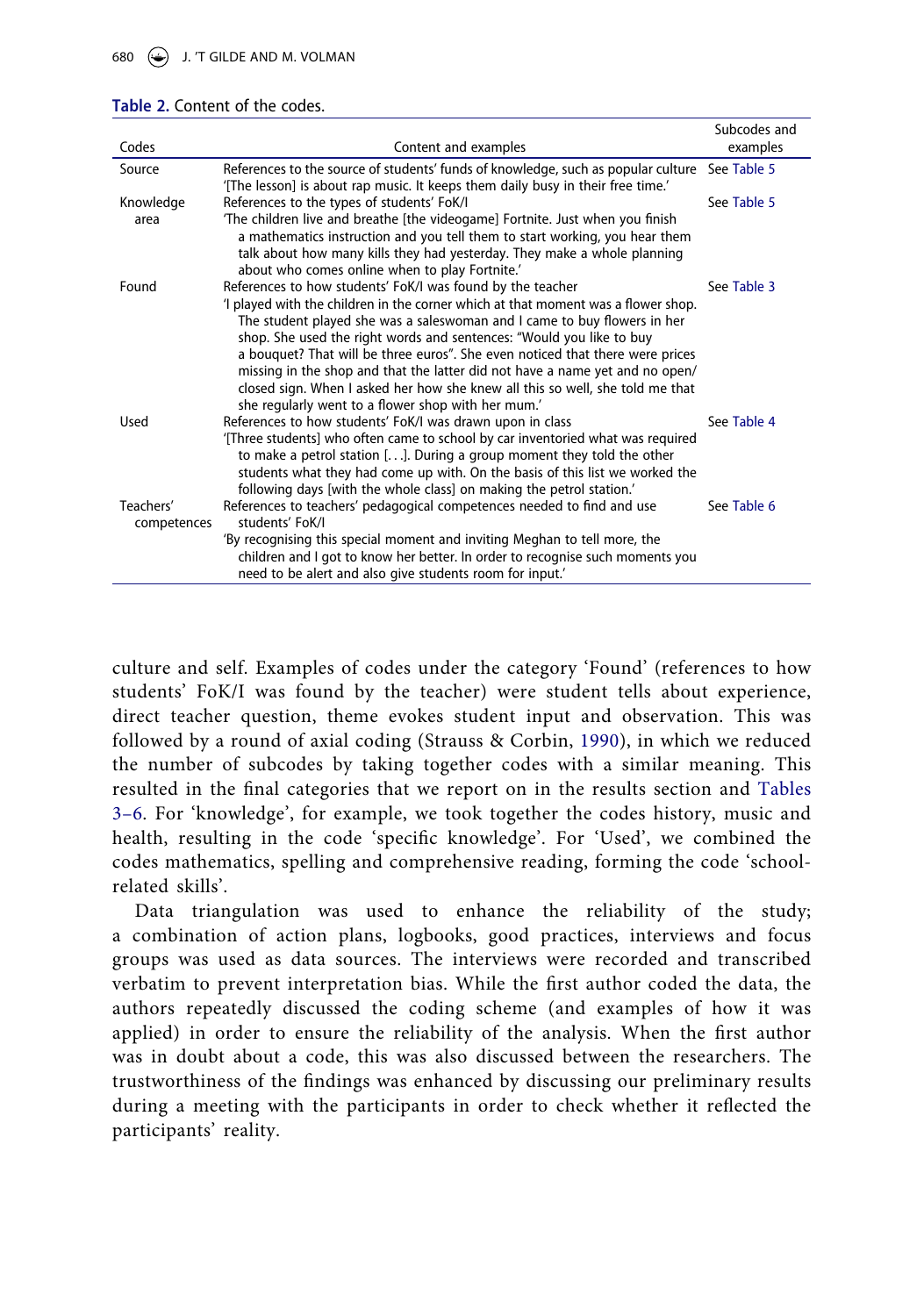**Table 2.** Content of the codes.

| Codes | Content and examples | Subcodes and examples |
|---|---|---|
| Source | References to the source of students' funds of knowledge, such as popular culture '[The lesson] is about rap music. It keeps them daily busy in their free time.' | See Table 5 |
| Knowledge area | References to the types of students' FoK/I 'The children live and breathe [the videogame] Fortnite. Just when you finish a mathematics instruction and you tell them to start working, you hear them talk about how many kills they had yesterday. They make a whole planning about who comes online when to play Fortnite.' | See Table 5 |
| Found | References to how students' FoK/I was found by the teacher 'I played with the children in the corner which at that moment was a flower shop. The student played she was a saleswoman and I came to buy flowers in her shop. She used the right words and sentences: "Would you like to buy a bouquet? That will be three euros". She even noticed that there were prices missing in the shop and that the latter did not have a name yet and no open/closed sign. When I asked her how she knew all this so well, she told me that she regularly went to a flower shop with her mum.' | See Table 3 |
| Used | References to how students' FoK/I was drawn upon in class '[Three students] who often came to school by car inventoried what was required to make a petrol station [. . .]. During a group moment they told the other students what they had come up with. On the basis of this list we worked the following days [with the whole class] on making the petrol station.' | See Table 4 |
| Teachers' competences | References to teachers' pedagogical competences needed to find and use students' FoK/I 'By recognising this special moment and inviting Meghan to tell more, the children and I got to know her better. In order to recognise such moments you need to be alert and also give students room for input.' | See Table 6 |

culture and self. Examples of codes under the category 'Found' (references to how students' FoK/I was found by the teacher) were student tells about experience, direct teacher question, theme evokes student input and observation. This was followed by a round of axial coding (Strauss & Corbin, 1990), in which we reduced the number of subcodes by taking together codes with a similar meaning. This resulted in the final categories that we report on in the results section and Tables 3–6. For 'knowledge', for example, we took together the codes history, music and health, resulting in the code 'specific knowledge'. For 'Used', we combined the codes mathematics, spelling and comprehensive reading, forming the code 'school-related skills'.

Data triangulation was used to enhance the reliability of the study; a combination of action plans, logbooks, good practices, interviews and focus groups was used as data sources. The interviews were recorded and transcribed verbatim to prevent interpretation bias. While the first author coded the data, the authors repeatedly discussed the coding scheme (and examples of how it was applied) in order to ensure the reliability of the analysis. When the first author was in doubt about a code, this was also discussed between the researchers. The trustworthiness of the findings was enhanced by discussing our preliminary results during a meeting with the participants in order to check whether it reflected the participants' reality.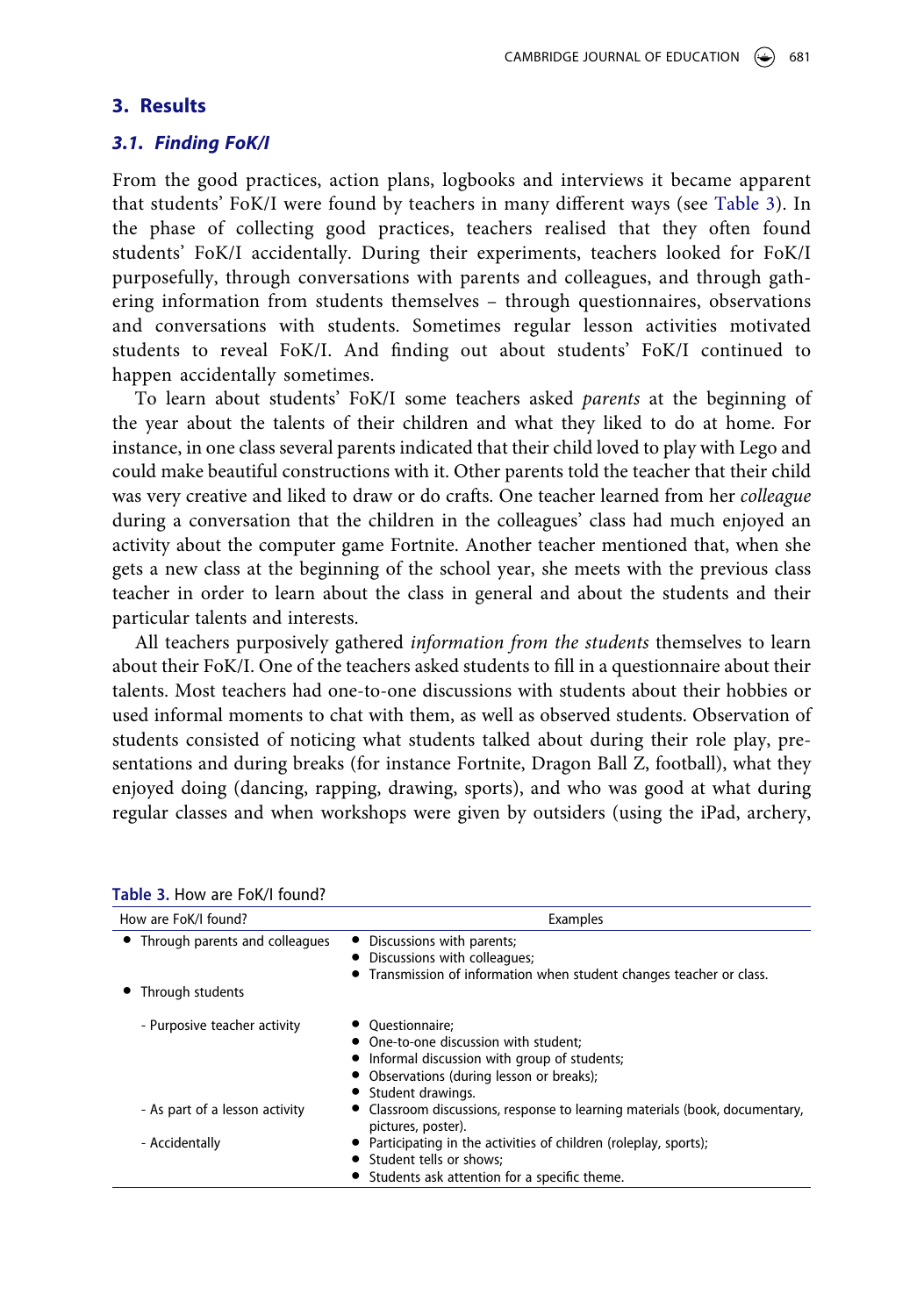## 3. Results

### 3.1. Finding FoK/I

From the good practices, action plans, logbooks and interviews it became apparent that students' FoK/I were found by teachers in many different ways (see Table 3). In the phase of collecting good practices, teachers realised that they often found students' FoK/I accidentally. During their experiments, teachers looked for FoK/I purposefully, through conversations with parents and colleagues, and through gathering information from students themselves – through questionnaires, observations and conversations with students. Sometimes regular lesson activities motivated students to reveal FoK/I. And finding out about students' FoK/I continued to happen accidentally sometimes.

To learn about students' FoK/I some teachers asked *parents* at the beginning of the year about the talents of their children and what they liked to do at home. For instance, in one class several parents indicated that their child loved to play with Lego and could make beautiful constructions with it. Other parents told the teacher that their child was very creative and liked to draw or do crafts. One teacher learned from her *colleague* during a conversation that the children in the colleagues' class had much enjoyed an activity about the computer game Fortnite. Another teacher mentioned that, when she gets a new class at the beginning of the school year, she meets with the previous class teacher in order to learn about the class in general and about the students and their particular talents and interests.

All teachers purposively gathered *information from the students* themselves to learn about their FoK/I. One of the teachers asked students to fill in a questionnaire about their talents. Most teachers had one-to-one discussions with students about their hobbies or used informal moments to chat with them, as well as observed students. Observation of students consisted of noticing what students talked about during their role play, presentations and during breaks (for instance Fortnite, Dragon Ball Z, football), what they enjoyed doing (dancing, rapping, drawing, sports), and who was good at what during regular classes and when workshops were given by outsiders (using the iPad, archery,

**Table 3.** How are FoK/I found?

| How are FoK/I found? | Examples |
|---|---|
| • Through parents and colleagues | • Discussions with parents;<br>• Discussions with colleagues;<br>• Transmission of information when student changes teacher or class. |
| • Through students | |
| - Purposive teacher activity | • Questionnaire;<br>• One-to-one discussion with student;<br>• Informal discussion with group of students;<br>• Observations (during lesson or breaks);<br>• Student drawings. |
| - As part of a lesson activity | • Classroom discussions, response to learning materials (book, documentary, pictures, poster). |
| - Accidentally | • Participating in the activities of children (roleplay, sports);<br>• Student tells or shows;<br>• Students ask attention for a specific theme. |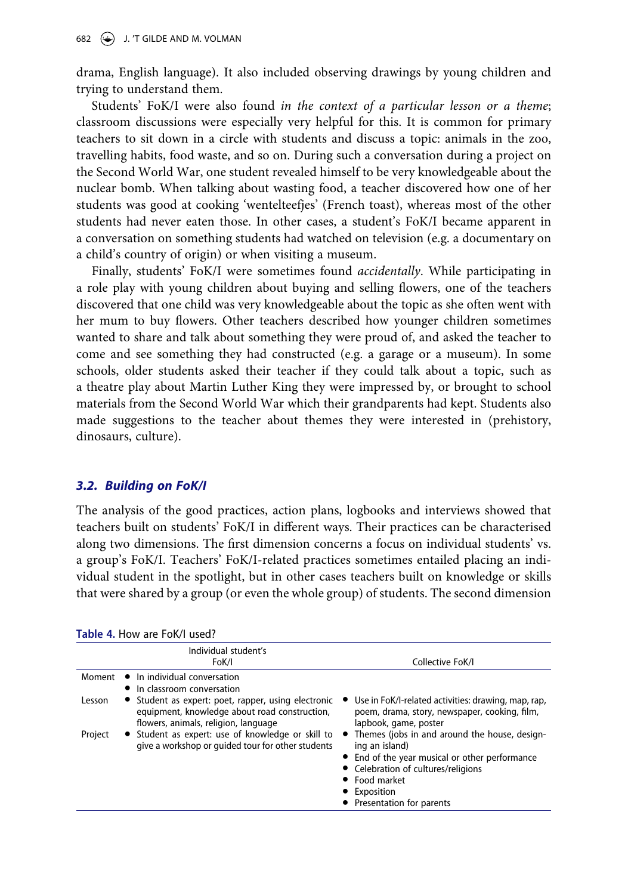drama, English language). It also included observing drawings by young children and trying to understand them.

Students' FoK/I were also found *in the context of a particular lesson or a theme*; classroom discussions were especially very helpful for this. It is common for primary teachers to sit down in a circle with students and discuss a topic: animals in the zoo, travelling habits, food waste, and so on. During such a conversation during a project on the Second World War, one student revealed himself to be very knowledgeable about the nuclear bomb. When talking about wasting food, a teacher discovered how one of her students was good at cooking 'wentelteefjes' (French toast), whereas most of the other students had never eaten those. In other cases, a student's FoK/I became apparent in a conversation on something students had watched on television (e.g. a documentary on a child's country of origin) or when visiting a museum.

Finally, students' FoK/I were sometimes found *accidentally*. While participating in a role play with young children about buying and selling flowers, one of the teachers discovered that one child was very knowledgeable about the topic as she often went with her mum to buy flowers. Other teachers described how younger children sometimes wanted to share and talk about something they were proud of, and asked the teacher to come and see something they had constructed (e.g. a garage or a museum). In some schools, older students asked their teacher if they could talk about a topic, such as a theatre play about Martin Luther King they were impressed by, or brought to school materials from the Second World War which their grandparents had kept. Students also made suggestions to the teacher about themes they were interested in (prehistory, dinosaurs, culture).

### 3.2. Building on FoK/I

The analysis of the good practices, action plans, logbooks and interviews showed that teachers built on students' FoK/I in different ways. Their practices can be characterised along two dimensions. The first dimension concerns a focus on individual students' vs. a group's FoK/I. Teachers' FoK/I-related practices sometimes entailed placing an individual student in the spotlight, but in other cases teachers built on knowledge or skills that were shared by a group (or even the whole group) of students. The second dimension

**Table 4.** How are FoK/I used?

| | Individual student's FoK/I | Collective FoK/I |
|---|---|---|
| Moment | • In individual conversation<br>• In classroom conversation | |
| Lesson | • Student as expert: poet, rapper, using electronic equipment, knowledge about road construction, flowers, animals, religion, language | • Use in FoK/I-related activities: drawing, map, rap, poem, drama, story, newspaper, cooking, film, lapbook, game, poster |
| Project | • Student as expert: use of knowledge or skill to give a workshop or guided tour for other students | • Themes (jobs in and around the house, designing an island)<br>• End of the year musical or other performance<br>• Celebration of cultures/religions<br>• Food market<br>• Exposition<br>• Presentation for parents |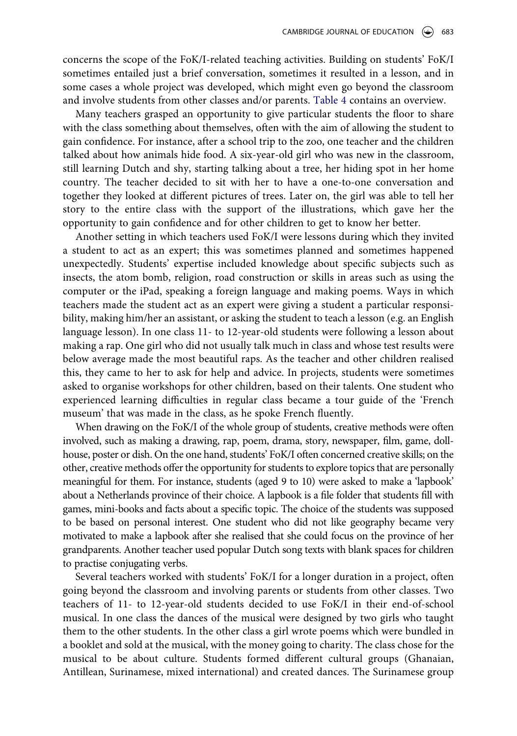concerns the scope of the FoK/I-related teaching activities. Building on students' FoK/I sometimes entailed just a brief conversation, sometimes it resulted in a lesson, and in some cases a whole project was developed, which might even go beyond the classroom and involve students from other classes and/or parents. Table 4 contains an overview.

Many teachers grasped an opportunity to give particular students the floor to share with the class something about themselves, often with the aim of allowing the student to gain confidence. For instance, after a school trip to the zoo, one teacher and the children talked about how animals hide food. A six-year-old girl who was new in the classroom, still learning Dutch and shy, starting talking about a tree, her hiding spot in her home country. The teacher decided to sit with her to have a one-to-one conversation and together they looked at different pictures of trees. Later on, the girl was able to tell her story to the entire class with the support of the illustrations, which gave her the opportunity to gain confidence and for other children to get to know her better.

Another setting in which teachers used FoK/I were lessons during which they invited a student to act as an expert; this was sometimes planned and sometimes happened unexpectedly. Students' expertise included knowledge about specific subjects such as insects, the atom bomb, religion, road construction or skills in areas such as using the computer or the iPad, speaking a foreign language and making poems. Ways in which teachers made the student act as an expert were giving a student a particular responsibility, making him/her an assistant, or asking the student to teach a lesson (e.g. an English language lesson). In one class 11- to 12-year-old students were following a lesson about making a rap. One girl who did not usually talk much in class and whose test results were below average made the most beautiful raps. As the teacher and other children realised this, they came to her to ask for help and advice. In projects, students were sometimes asked to organise workshops for other children, based on their talents. One student who experienced learning difficulties in regular class became a tour guide of the 'French museum' that was made in the class, as he spoke French fluently.

When drawing on the FoK/I of the whole group of students, creative methods were often involved, such as making a drawing, rap, poem, drama, story, newspaper, film, game, dollhouse, poster or dish. On the one hand, students' FoK/I often concerned creative skills; on the other, creative methods offer the opportunity for students to explore topics that are personally meaningful for them. For instance, students (aged 9 to 10) were asked to make a 'lapbook' about a Netherlands province of their choice. A lapbook is a file folder that students fill with games, mini-books and facts about a specific topic. The choice of the students was supposed to be based on personal interest. One student who did not like geography became very motivated to make a lapbook after she realised that she could focus on the province of her grandparents. Another teacher used popular Dutch song texts with blank spaces for children to practise conjugating verbs.

Several teachers worked with students' FoK/I for a longer duration in a project, often going beyond the classroom and involving parents or students from other classes. Two teachers of 11- to 12-year-old students decided to use FoK/I in their end-of-school musical. In one class the dances of the musical were designed by two girls who taught them to the other students. In the other class a girl wrote poems which were bundled in a booklet and sold at the musical, with the money going to charity. The class chose for the musical to be about culture. Students formed different cultural groups (Ghanaian, Antillean, Surinamese, mixed international) and created dances. The Surinamese group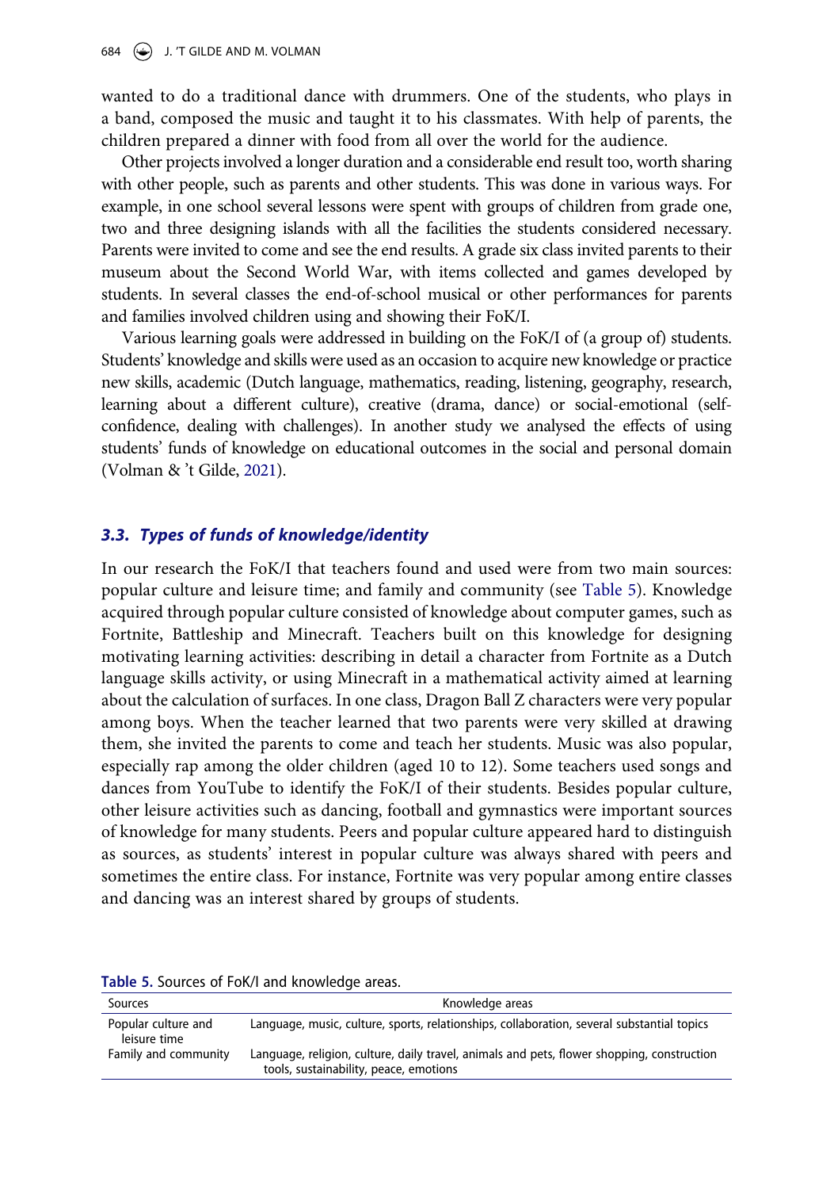wanted to do a traditional dance with drummers. One of the students, who plays in a band, composed the music and taught it to his classmates. With help of parents, the children prepared a dinner with food from all over the world for the audience.

Other projects involved a longer duration and a considerable end result too, worth sharing with other people, such as parents and other students. This was done in various ways. For example, in one school several lessons were spent with groups of children from grade one, two and three designing islands with all the facilities the students considered necessary. Parents were invited to come and see the end results. A grade six class invited parents to their museum about the Second World War, with items collected and games developed by students. In several classes the end-of-school musical or other performances for parents and families involved children using and showing their FoK/I.

Various learning goals were addressed in building on the FoK/I of (a group of) students. Students' knowledge and skills were used as an occasion to acquire new knowledge or practice new skills, academic (Dutch language, mathematics, reading, listening, geography, research, learning about a different culture), creative (drama, dance) or social-emotional (self-confidence, dealing with challenges). In another study we analysed the effects of using students' funds of knowledge on educational outcomes in the social and personal domain (Volman & 't Gilde, 2021).

### *3.3. Types of funds of knowledge/identity*

In our research the FoK/I that teachers found and used were from two main sources: popular culture and leisure time; and family and community (see Table 5). Knowledge acquired through popular culture consisted of knowledge about computer games, such as Fortnite, Battleship and Minecraft. Teachers built on this knowledge for designing motivating learning activities: describing in detail a character from Fortnite as a Dutch language skills activity, or using Minecraft in a mathematical activity aimed at learning about the calculation of surfaces. In one class, Dragon Ball Z characters were very popular among boys. When the teacher learned that two parents were very skilled at drawing them, she invited the parents to come and teach her students. Music was also popular, especially rap among the older children (aged 10 to 12). Some teachers used songs and dances from YouTube to identify the FoK/I of their students. Besides popular culture, other leisure activities such as dancing, football and gymnastics were important sources of knowledge for many students. Peers and popular culture appeared hard to distinguish as sources, as students' interest in popular culture was always shared with peers and sometimes the entire class. For instance, Fortnite was very popular among entire classes and dancing was an interest shared by groups of students.

**Table 5.** Sources of FoK/I and knowledge areas.

| Sources | Knowledge areas |
|---|---|
| Popular culture and leisure time | Language, music, culture, sports, relationships, collaboration, several substantial topics |
| Family and community | Language, religion, culture, daily travel, animals and pets, flower shopping, construction tools, sustainability, peace, emotions |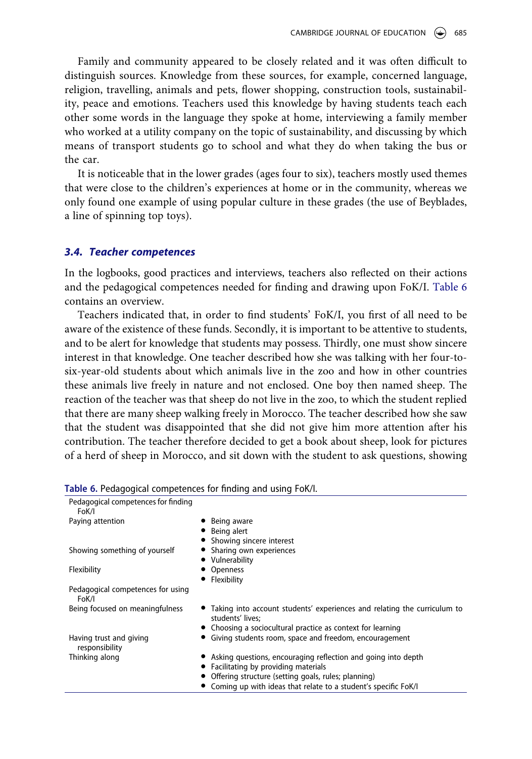Family and community appeared to be closely related and it was often difficult to distinguish sources. Knowledge from these sources, for example, concerned language, religion, travelling, animals and pets, flower shopping, construction tools, sustainability, peace and emotions. Teachers used this knowledge by having students teach each other some words in the language they spoke at home, interviewing a family member who worked at a utility company on the topic of sustainability, and discussing by which means of transport students go to school and what they do when taking the bus or the car.

It is noticeable that in the lower grades (ages four to six), teachers mostly used themes that were close to the children's experiences at home or in the community, whereas we only found one example of using popular culture in these grades (the use of Beyblades, a line of spinning top toys).

### 3.4. Teacher competences

In the logbooks, good practices and interviews, teachers also reflected on their actions and the pedagogical competences needed for finding and drawing upon FoK/I. Table 6 contains an overview.

Teachers indicated that, in order to find students' FoK/I, you first of all need to be aware of the existence of these funds. Secondly, it is important to be attentive to students, and to be alert for knowledge that students may possess. Thirdly, one must show sincere interest in that knowledge. One teacher described how she was talking with her four-to-six-year-old students about which animals live in the zoo and how in other countries these animals live freely in nature and not enclosed. One boy then named sheep. The reaction of the teacher was that sheep do not live in the zoo, to which the student replied that there are many sheep walking freely in Morocco. The teacher described how she saw that the student was disappointed that she did not give him more attention after his contribution. The teacher therefore decided to get a book about sheep, look for pictures of a herd of sheep in Morocco, and sit down with the student to ask questions, showing

**Table 6.** Pedagogical competences for finding and using FoK/I.

| Pedagogical competences for finding FoK/I | |
|---|---|
| Paying attention | • Being aware<br>• Being alert<br>• Showing sincere interest |
| Showing something of yourself | • Sharing own experiences<br>• Vulnerability |
| Flexibility | • Openness<br>• Flexibility |
| **Pedagogical competences for using FoK/I** | |
| Being focused on meaningfulness | • Taking into account students' experiences and relating the curriculum to students' lives;<br>• Choosing a sociocultural practice as context for learning |
| Having trust and giving responsibility | • Giving students room, space and freedom, encouragement |
| Thinking along | • Asking questions, encouraging reflection and going into depth<br>• Facilitating by providing materials<br>• Offering structure (setting goals, rules; planning)<br>• Coming up with ideas that relate to a student's specific FoK/I |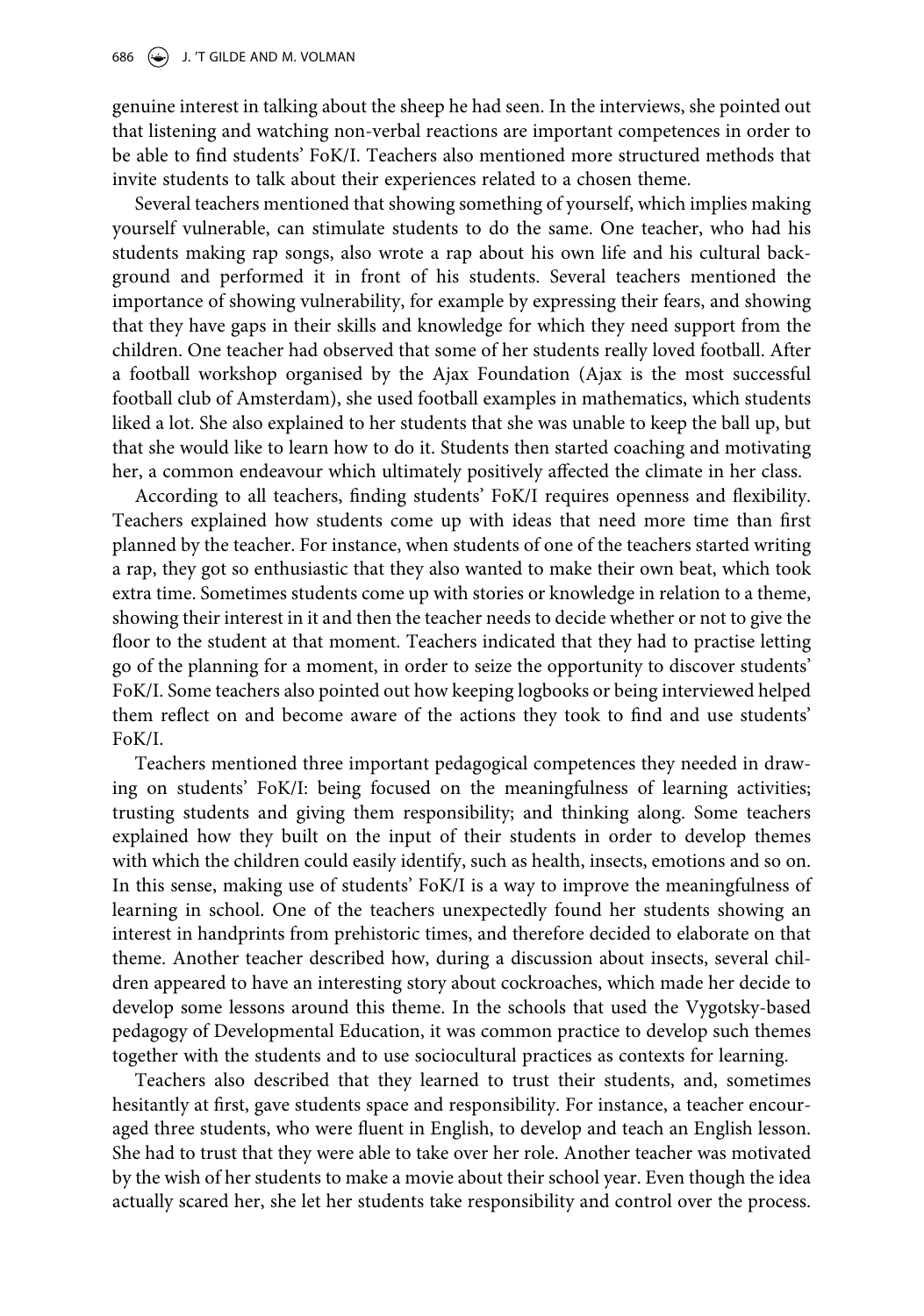genuine interest in talking about the sheep he had seen. In the interviews, she pointed out that listening and watching non-verbal reactions are important competences in order to be able to find students' FoK/I. Teachers also mentioned more structured methods that invite students to talk about their experiences related to a chosen theme.

Several teachers mentioned that showing something of yourself, which implies making yourself vulnerable, can stimulate students to do the same. One teacher, who had his students making rap songs, also wrote a rap about his own life and his cultural background and performed it in front of his students. Several teachers mentioned the importance of showing vulnerability, for example by expressing their fears, and showing that they have gaps in their skills and knowledge for which they need support from the children. One teacher had observed that some of her students really loved football. After a football workshop organised by the Ajax Foundation (Ajax is the most successful football club of Amsterdam), she used football examples in mathematics, which students liked a lot. She also explained to her students that she was unable to keep the ball up, but that she would like to learn how to do it. Students then started coaching and motivating her, a common endeavour which ultimately positively affected the climate in her class.

According to all teachers, finding students' FoK/I requires openness and flexibility. Teachers explained how students come up with ideas that need more time than first planned by the teacher. For instance, when students of one of the teachers started writing a rap, they got so enthusiastic that they also wanted to make their own beat, which took extra time. Sometimes students come up with stories or knowledge in relation to a theme, showing their interest in it and then the teacher needs to decide whether or not to give the floor to the student at that moment. Teachers indicated that they had to practise letting go of the planning for a moment, in order to seize the opportunity to discover students' FoK/I. Some teachers also pointed out how keeping logbooks or being interviewed helped them reflect on and become aware of the actions they took to find and use students' FoK/I.

Teachers mentioned three important pedagogical competences they needed in drawing on students' FoK/I: being focused on the meaningfulness of learning activities; trusting students and giving them responsibility; and thinking along. Some teachers explained how they built on the input of their students in order to develop themes with which the children could easily identify, such as health, insects, emotions and so on. In this sense, making use of students' FoK/I is a way to improve the meaningfulness of learning in school. One of the teachers unexpectedly found her students showing an interest in handprints from prehistoric times, and therefore decided to elaborate on that theme. Another teacher described how, during a discussion about insects, several children appeared to have an interesting story about cockroaches, which made her decide to develop some lessons around this theme. In the schools that used the Vygotsky-based pedagogy of Developmental Education, it was common practice to develop such themes together with the students and to use sociocultural practices as contexts for learning.

Teachers also described that they learned to trust their students, and, sometimes hesitantly at first, gave students space and responsibility. For instance, a teacher encouraged three students, who were fluent in English, to develop and teach an English lesson. She had to trust that they were able to take over her role. Another teacher was motivated by the wish of her students to make a movie about their school year. Even though the idea actually scared her, she let her students take responsibility and control over the process.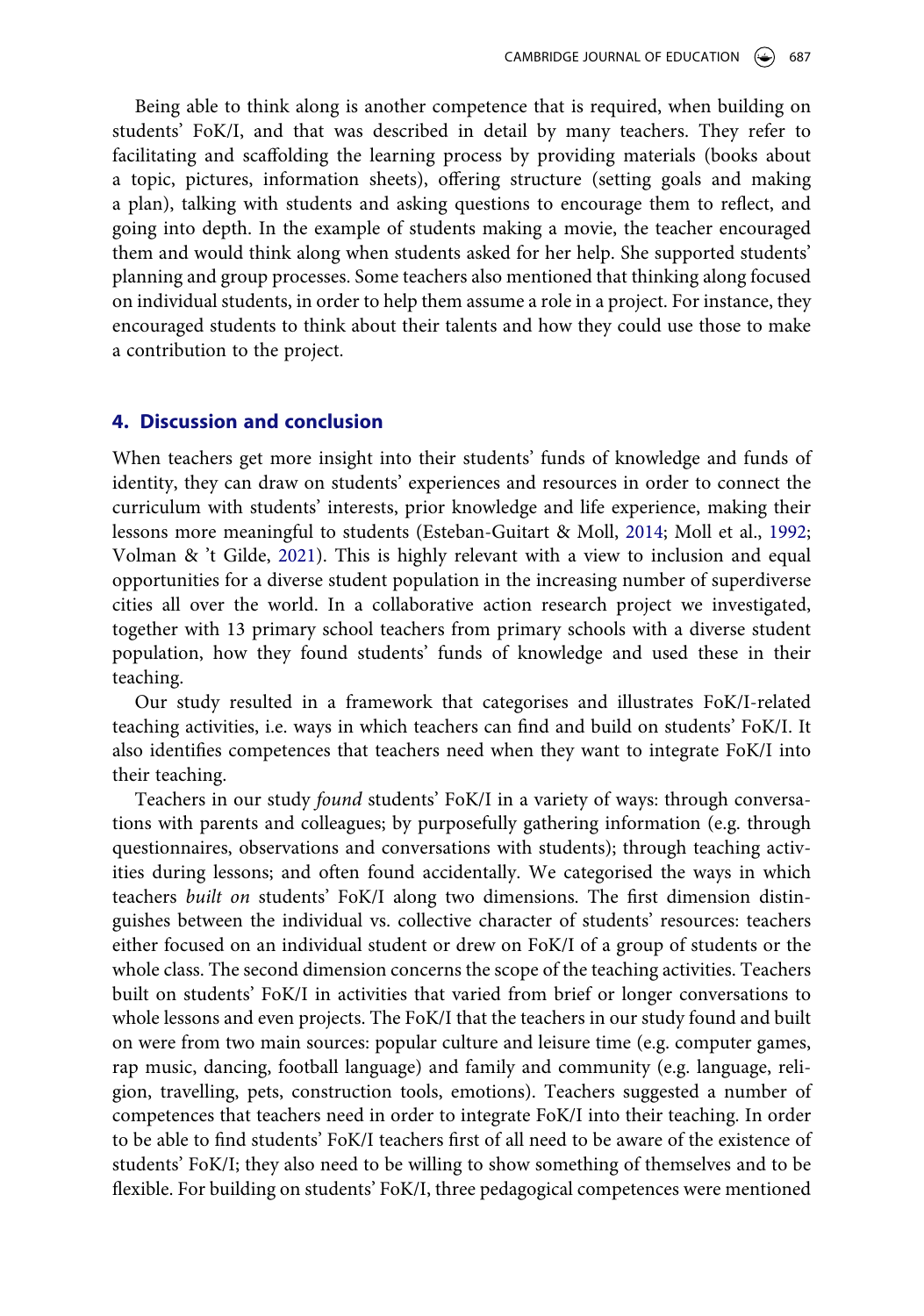Being able to think along is another competence that is required, when building on students' FoK/I, and that was described in detail by many teachers. They refer to facilitating and scaffolding the learning process by providing materials (books about a topic, pictures, information sheets), offering structure (setting goals and making a plan), talking with students and asking questions to encourage them to reflect, and going into depth. In the example of students making a movie, the teacher encouraged them and would think along when students asked for her help. She supported students' planning and group processes. Some teachers also mentioned that thinking along focused on individual students, in order to help them assume a role in a project. For instance, they encouraged students to think about their talents and how they could use those to make a contribution to the project.

## 4. Discussion and conclusion

When teachers get more insight into their students' funds of knowledge and funds of identity, they can draw on students' experiences and resources in order to connect the curriculum with students' interests, prior knowledge and life experience, making their lessons more meaningful to students (Esteban-Guitart & Moll, 2014; Moll et al., 1992; Volman & 't Gilde, 2021). This is highly relevant with a view to inclusion and equal opportunities for a diverse student population in the increasing number of superdiverse cities all over the world. In a collaborative action research project we investigated, together with 13 primary school teachers from primary schools with a diverse student population, how they found students' funds of knowledge and used these in their teaching.

Our study resulted in a framework that categorises and illustrates FoK/I-related teaching activities, i.e. ways in which teachers can find and build on students' FoK/I. It also identifies competences that teachers need when they want to integrate FoK/I into their teaching.

Teachers in our study *found* students' FoK/I in a variety of ways: through conversations with parents and colleagues; by purposefully gathering information (e.g. through questionnaires, observations and conversations with students); through teaching activities during lessons; and often found accidentally. We categorised the ways in which teachers *built on* students' FoK/I along two dimensions. The first dimension distinguishes between the individual vs. collective character of students' resources: teachers either focused on an individual student or drew on FoK/I of a group of students or the whole class. The second dimension concerns the scope of the teaching activities. Teachers built on students' FoK/I in activities that varied from brief or longer conversations to whole lessons and even projects. The FoK/I that the teachers in our study found and built on were from two main sources: popular culture and leisure time (e.g. computer games, rap music, dancing, football language) and family and community (e.g. language, religion, travelling, pets, construction tools, emotions). Teachers suggested a number of competences that teachers need in order to integrate FoK/I into their teaching. In order to be able to find students' FoK/I teachers first of all need to be aware of the existence of students' FoK/I; they also need to be willing to show something of themselves and to be flexible. For building on students' FoK/I, three pedagogical competences were mentioned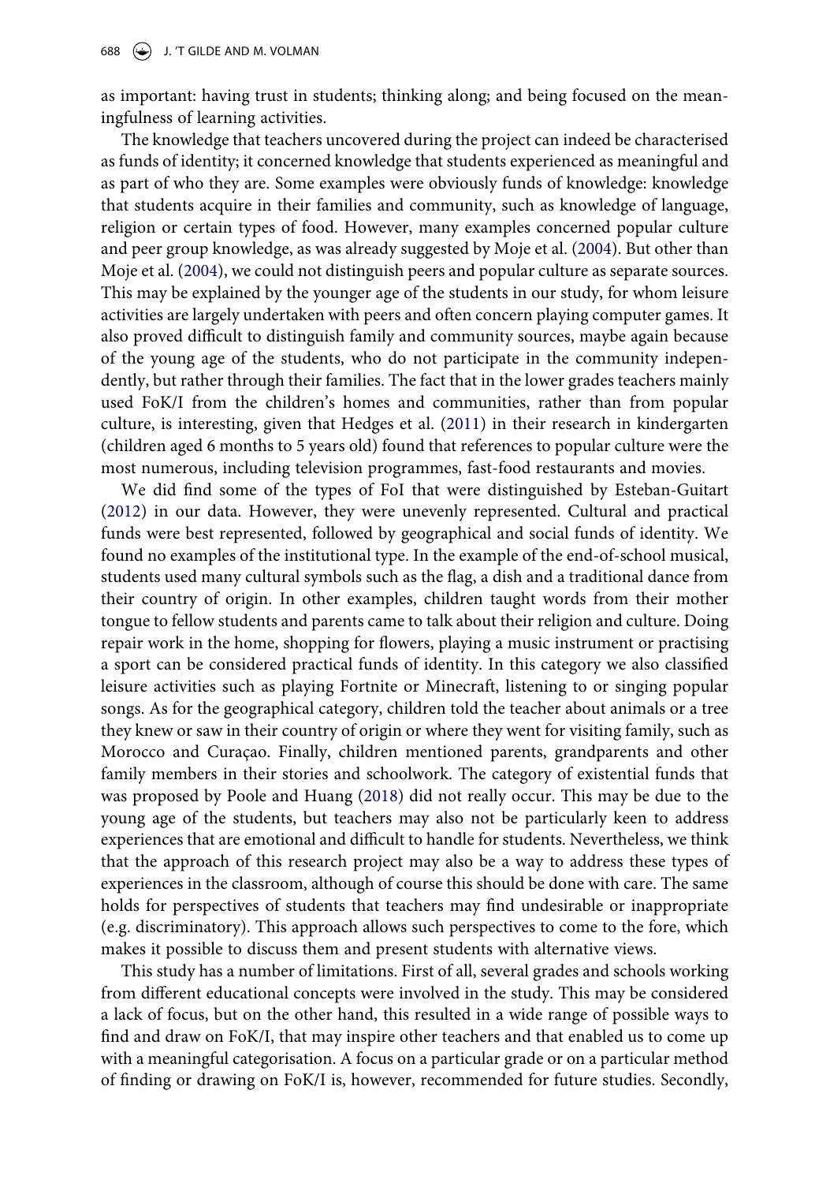as important: having trust in students; thinking along; and being focused on the meaningfulness of learning activities.

The knowledge that teachers uncovered during the project can indeed be characterised as funds of identity; it concerned knowledge that students experienced as meaningful and as part of who they are. Some examples were obviously funds of knowledge: knowledge that students acquire in their families and community, such as knowledge of language, religion or certain types of food. However, many examples concerned popular culture and peer group knowledge, as was already suggested by Moje et al. (2004). But other than Moje et al. (2004), we could not distinguish peers and popular culture as separate sources. This may be explained by the younger age of the students in our study, for whom leisure activities are largely undertaken with peers and often concern playing computer games. It also proved difficult to distinguish family and community sources, maybe again because of the young age of the students, who do not participate in the community independently, but rather through their families. The fact that in the lower grades teachers mainly used FoK/I from the children's homes and communities, rather than from popular culture, is interesting, given that Hedges et al. (2011) in their research in kindergarten (children aged 6 months to 5 years old) found that references to popular culture were the most numerous, including television programmes, fast-food restaurants and movies.

We did find some of the types of FoI that were distinguished by Esteban-Guitart (2012) in our data. However, they were unevenly represented. Cultural and practical funds were best represented, followed by geographical and social funds of identity. We found no examples of the institutional type. In the example of the end-of-school musical, students used many cultural symbols such as the flag, a dish and a traditional dance from their country of origin. In other examples, children taught words from their mother tongue to fellow students and parents came to talk about their religion and culture. Doing repair work in the home, shopping for flowers, playing a music instrument or practising a sport can be considered practical funds of identity. In this category we also classified leisure activities such as playing Fortnite or Minecraft, listening to or singing popular songs. As for the geographical category, children told the teacher about animals or a tree they knew or saw in their country of origin or where they went for visiting family, such as Morocco and Curaçao. Finally, children mentioned parents, grandparents and other family members in their stories and schoolwork. The category of existential funds that was proposed by Poole and Huang (2018) did not really occur. This may be due to the young age of the students, but teachers may also not be particularly keen to address experiences that are emotional and difficult to handle for students. Nevertheless, we think that the approach of this research project may also be a way to address these types of experiences in the classroom, although of course this should be done with care. The same holds for perspectives of students that teachers may find undesirable or inappropriate (e.g. discriminatory). This approach allows such perspectives to come to the fore, which makes it possible to discuss them and present students with alternative views.

This study has a number of limitations. First of all, several grades and schools working from different educational concepts were involved in the study. This may be considered a lack of focus, but on the other hand, this resulted in a wide range of possible ways to find and draw on FoK/I, that may inspire other teachers and that enabled us to come up with a meaningful categorisation. A focus on a particular grade or on a particular method of finding or drawing on FoK/I is, however, recommended for future studies. Secondly,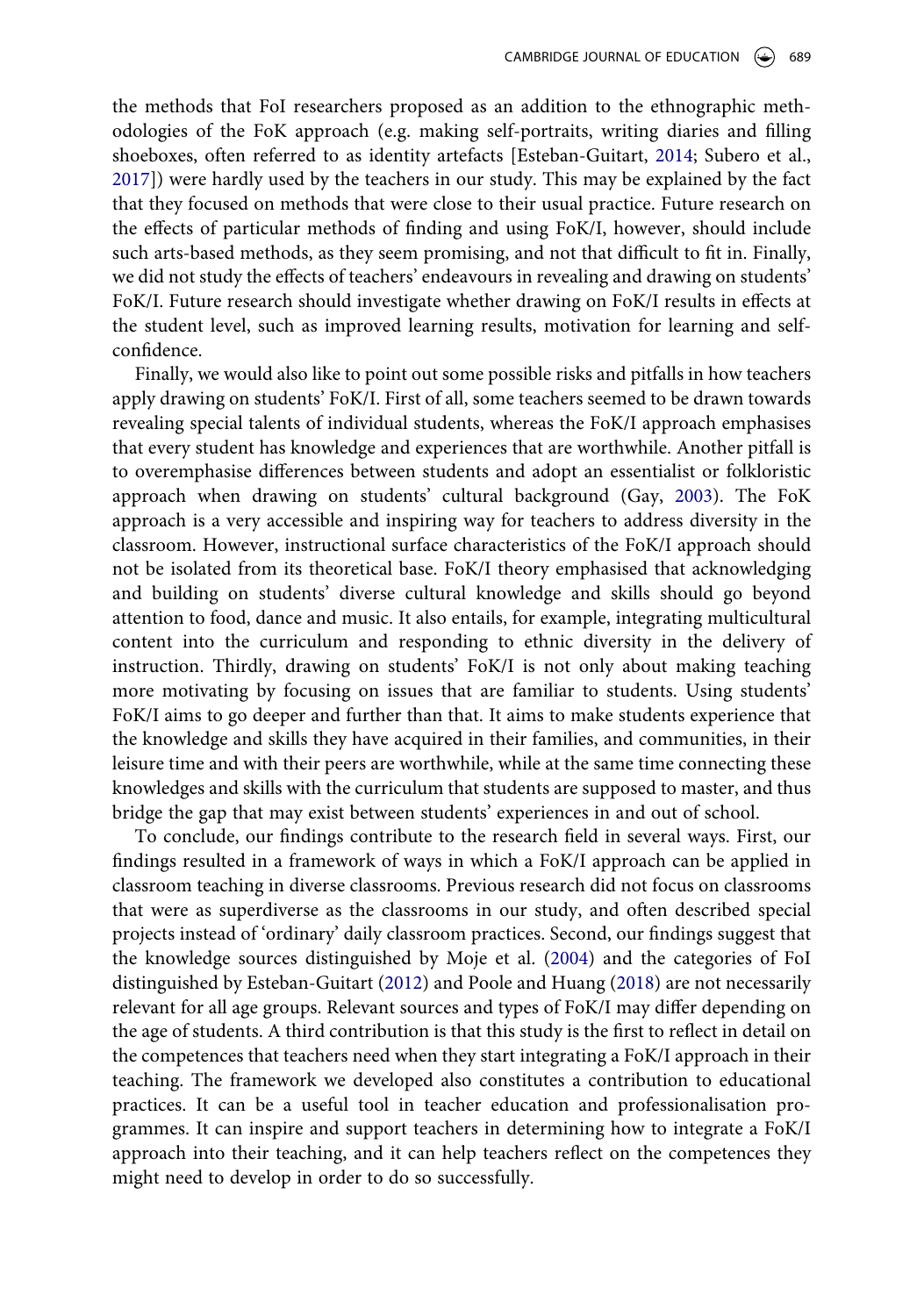the methods that FoI researchers proposed as an addition to the ethnographic methodologies of the FoK approach (e.g. making self-portraits, writing diaries and filling shoeboxes, often referred to as identity artefacts [Esteban-Guitart, 2014; Subero et al., 2017]) were hardly used by the teachers in our study. This may be explained by the fact that they focused on methods that were close to their usual practice. Future research on the effects of particular methods of finding and using FoK/I, however, should include such arts-based methods, as they seem promising, and not that difficult to fit in. Finally, we did not study the effects of teachers' endeavours in revealing and drawing on students' FoK/I. Future research should investigate whether drawing on FoK/I results in effects at the student level, such as improved learning results, motivation for learning and self-confidence.

Finally, we would also like to point out some possible risks and pitfalls in how teachers apply drawing on students' FoK/I. First of all, some teachers seemed to be drawn towards revealing special talents of individual students, whereas the FoK/I approach emphasises that every student has knowledge and experiences that are worthwhile. Another pitfall is to overemphasise differences between students and adopt an essentialist or folkloristic approach when drawing on students' cultural background (Gay, 2003). The FoK approach is a very accessible and inspiring way for teachers to address diversity in the classroom. However, instructional surface characteristics of the FoK/I approach should not be isolated from its theoretical base. FoK/I theory emphasised that acknowledging and building on students' diverse cultural knowledge and skills should go beyond attention to food, dance and music. It also entails, for example, integrating multicultural content into the curriculum and responding to ethnic diversity in the delivery of instruction. Thirdly, drawing on students' FoK/I is not only about making teaching more motivating by focusing on issues that are familiar to students. Using students' FoK/I aims to go deeper and further than that. It aims to make students experience that the knowledge and skills they have acquired in their families, and communities, in their leisure time and with their peers are worthwhile, while at the same time connecting these knowledges and skills with the curriculum that students are supposed to master, and thus bridge the gap that may exist between students' experiences in and out of school.

To conclude, our findings contribute to the research field in several ways. First, our findings resulted in a framework of ways in which a FoK/I approach can be applied in classroom teaching in diverse classrooms. Previous research did not focus on classrooms that were as superdiverse as the classrooms in our study, and often described special projects instead of 'ordinary' daily classroom practices. Second, our findings suggest that the knowledge sources distinguished by Moje et al. (2004) and the categories of FoI distinguished by Esteban-Guitart (2012) and Poole and Huang (2018) are not necessarily relevant for all age groups. Relevant sources and types of FoK/I may differ depending on the age of students. A third contribution is that this study is the first to reflect in detail on the competences that teachers need when they start integrating a FoK/I approach in their teaching. The framework we developed also constitutes a contribution to educational practices. It can be a useful tool in teacher education and professionalisation programmes. It can inspire and support teachers in determining how to integrate a FoK/I approach into their teaching, and it can help teachers reflect on the competences they might need to develop in order to do so successfully.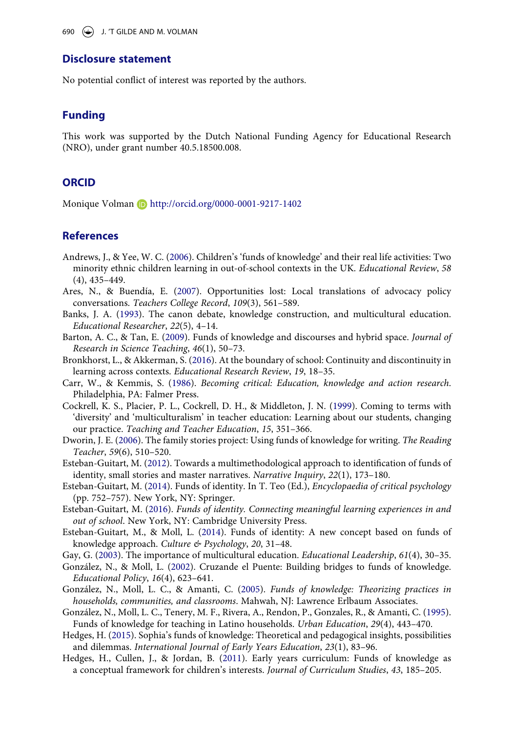## Disclosure statement

No potential conflict of interest was reported by the authors.

## Funding

This work was supported by the Dutch National Funding Agency for Educational Research (NRO), under grant number 40.5.18500.008.

## ORCID

Monique Volman http://orcid.org/0000-0001-9217-1402

## References

Andrews, J., & Yee, W. C. (2006). Children's 'funds of knowledge' and their real life activities: Two minority ethnic children learning in out-of-school contexts in the UK. *Educational Review*, *58* (4), 435–449.

Ares, N., & Buendía, E. (2007). Opportunities lost: Local translations of advocacy policy conversations. *Teachers College Record*, *109*(3), 561–589.

Banks, J. A. (1993). The canon debate, knowledge construction, and multicultural education. *Educational Researcher*, *22*(5), 4–14.

Barton, A. C., & Tan, E. (2009). Funds of knowledge and discourses and hybrid space. *Journal of Research in Science Teaching*, *46*(1), 50–73.

Bronkhorst, L., & Akkerman, S. (2016). At the boundary of school: Continuity and discontinuity in learning across contexts. *Educational Research Review*, *19*, 18–35.

Carr, W., & Kemmis, S. (1986). *Becoming critical: Education, knowledge and action research*. Philadelphia, PA: Falmer Press.

Cockrell, K. S., Placier, P. L., Cockrell, D. H., & Middleton, J. N. (1999). Coming to terms with 'diversity' and 'multiculturalism' in teacher education: Learning about our students, changing our practice. *Teaching and Teacher Education*, *15*, 351–366.

Dworin, J. E. (2006). The family stories project: Using funds of knowledge for writing. *The Reading Teacher*, *59*(6), 510–520.

Esteban-Guitart, M. (2012). Towards a multimethodological approach to identification of funds of identity, small stories and master narratives. *Narrative Inquiry*, *22*(1), 173–180.

Esteban-Guitart, M. (2014). Funds of identity. In T. Teo (Ed.), *Encyclopaedia of critical psychology* (pp. 752–757). New York, NY: Springer.

Esteban-Guitart, M. (2016). *Funds of identity. Connecting meaningful learning experiences in and out of school*. New York, NY: Cambridge University Press.

Esteban-Guitart, M., & Moll, L. (2014). Funds of identity: A new concept based on funds of knowledge approach. *Culture & Psychology*, *20*, 31–48.

Gay, G. (2003). The importance of multicultural education. *Educational Leadership*, *61*(4), 30–35.

González, N., & Moll, L. (2002). Cruzande el Puente: Building bridges to funds of knowledge. *Educational Policy*, *16*(4), 623–641.

González, N., Moll, L. C., & Amanti, C. (2005). *Funds of knowledge: Theorizing practices in households, communities, and classrooms*. Mahwah, NJ: Lawrence Erlbaum Associates.

González, N., Moll, L. C., Tenery, M. F., Rivera, A., Rendon, P., Gonzales, R., & Amanti, C. (1995). Funds of knowledge for teaching in Latino households. *Urban Education*, *29*(4), 443–470.

Hedges, H. (2015). Sophia's funds of knowledge: Theoretical and pedagogical insights, possibilities and dilemmas. *International Journal of Early Years Education*, *23*(1), 83–96.

Hedges, H., Cullen, J., & Jordan, B. (2011). Early years curriculum: Funds of knowledge as a conceptual framework for children's interests. *Journal of Curriculum Studies*, *43*, 185–205.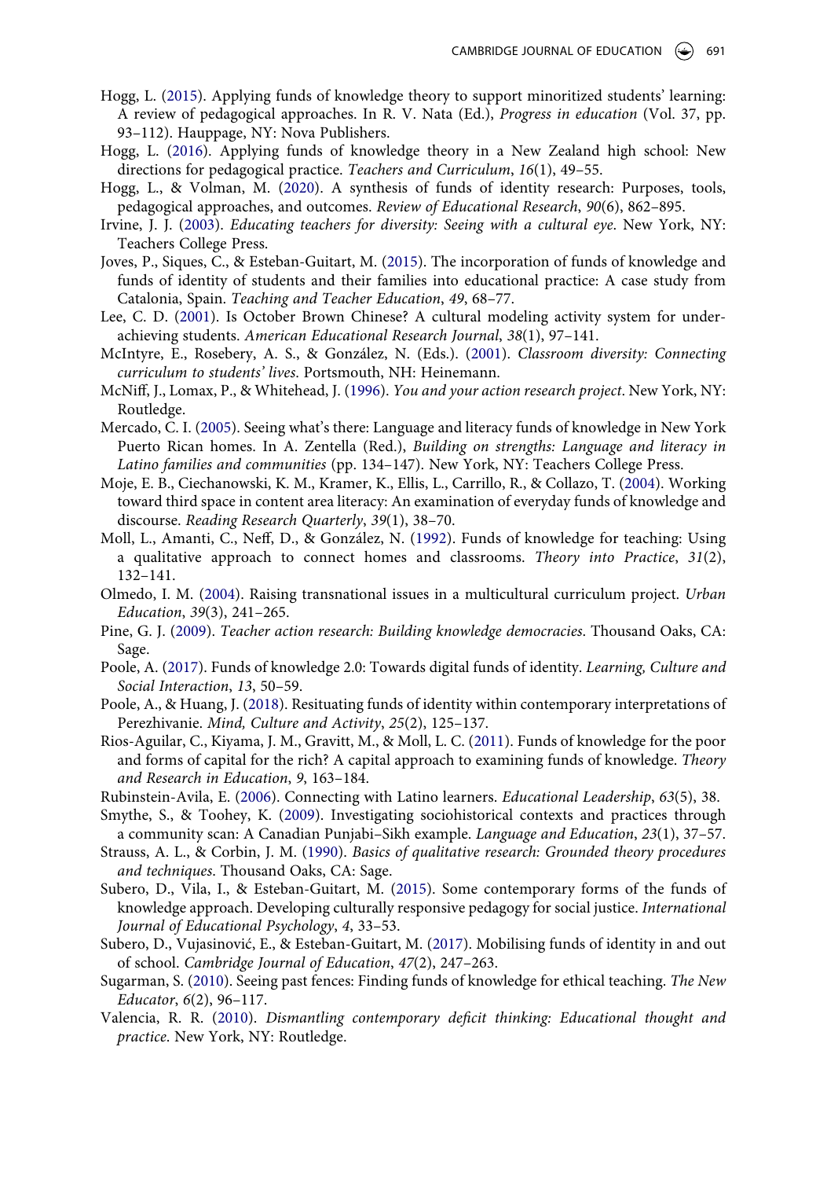Hogg, L. (2015). Applying funds of knowledge theory to support minoritized students' learning: A review of pedagogical approaches. In R. V. Nata (Ed.), *Progress in education* (Vol. 37, pp. 93–112). Hauppage, NY: Nova Publishers.

Hogg, L. (2016). Applying funds of knowledge theory in a New Zealand high school: New directions for pedagogical practice. *Teachers and Curriculum*, *16*(1), 49–55.

Hogg, L., & Volman, M. (2020). A synthesis of funds of identity research: Purposes, tools, pedagogical approaches, and outcomes. *Review of Educational Research*, *90*(6), 862–895.

Irvine, J. J. (2003). *Educating teachers for diversity: Seeing with a cultural eye*. New York, NY: Teachers College Press.

Joves, P., Siques, C., & Esteban-Guitart, M. (2015). The incorporation of funds of knowledge and funds of identity of students and their families into educational practice: A case study from Catalonia, Spain. *Teaching and Teacher Education*, *49*, 68–77.

Lee, C. D. (2001). Is October Brown Chinese? A cultural modeling activity system for under-achieving students. *American Educational Research Journal*, *38*(1), 97–141.

McIntyre, E., Rosebery, A. S., & González, N. (Eds.). (2001). *Classroom diversity: Connecting curriculum to students' lives*. Portsmouth, NH: Heinemann.

McNiff, J., Lomax, P., & Whitehead, J. (1996). *You and your action research project*. New York, NY: Routledge.

Mercado, C. I. (2005). Seeing what's there: Language and literacy funds of knowledge in New York Puerto Rican homes. In A. Zentella (Red.), *Building on strengths: Language and literacy in Latino families and communities* (pp. 134–147). New York, NY: Teachers College Press.

Moje, E. B., Ciechanowski, K. M., Kramer, K., Ellis, L., Carrillo, R., & Collazo, T. (2004). Working toward third space in content area literacy: An examination of everyday funds of knowledge and discourse. *Reading Research Quarterly*, *39*(1), 38–70.

Moll, L., Amanti, C., Neff, D., & González, N. (1992). Funds of knowledge for teaching: Using a qualitative approach to connect homes and classrooms. *Theory into Practice*, *31*(2), 132–141.

Olmedo, I. M. (2004). Raising transnational issues in a multicultural curriculum project. *Urban Education*, *39*(3), 241–265.

Pine, G. J. (2009). *Teacher action research: Building knowledge democracies*. Thousand Oaks, CA: Sage.

Poole, A. (2017). Funds of knowledge 2.0: Towards digital funds of identity. *Learning, Culture and Social Interaction*, *13*, 50–59.

Poole, A., & Huang, J. (2018). Resituating funds of identity within contemporary interpretations of Perezhivanie. *Mind, Culture and Activity*, *25*(2), 125–137.

Rios-Aguilar, C., Kiyama, J. M., Gravitt, M., & Moll, L. C. (2011). Funds of knowledge for the poor and forms of capital for the rich? A capital approach to examining funds of knowledge. *Theory and Research in Education*, *9*, 163–184.

Rubinstein-Avila, E. (2006). Connecting with Latino learners. *Educational Leadership*, *63*(5), 38.

Smythe, S., & Toohey, K. (2009). Investigating sociohistorical contexts and practices through a community scan: A Canadian Punjabi–Sikh example. *Language and Education*, *23*(1), 37–57.

Strauss, A. L., & Corbin, J. M. (1990). *Basics of qualitative research: Grounded theory procedures and techniques*. Thousand Oaks, CA: Sage.

Subero, D., Vila, I., & Esteban-Guitart, M. (2015). Some contemporary forms of the funds of knowledge approach. Developing culturally responsive pedagogy for social justice. *International Journal of Educational Psychology*, *4*, 33–53.

Subero, D., Vujasinović, E., & Esteban-Guitart, M. (2017). Mobilising funds of identity in and out of school. *Cambridge Journal of Education*, *47*(2), 247–263.

Sugarman, S. (2010). Seeing past fences: Finding funds of knowledge for ethical teaching. *The New Educator*, *6*(2), 96–117.

Valencia, R. R. (2010). *Dismantling contemporary deficit thinking: Educational thought and practice*. New York, NY: Routledge.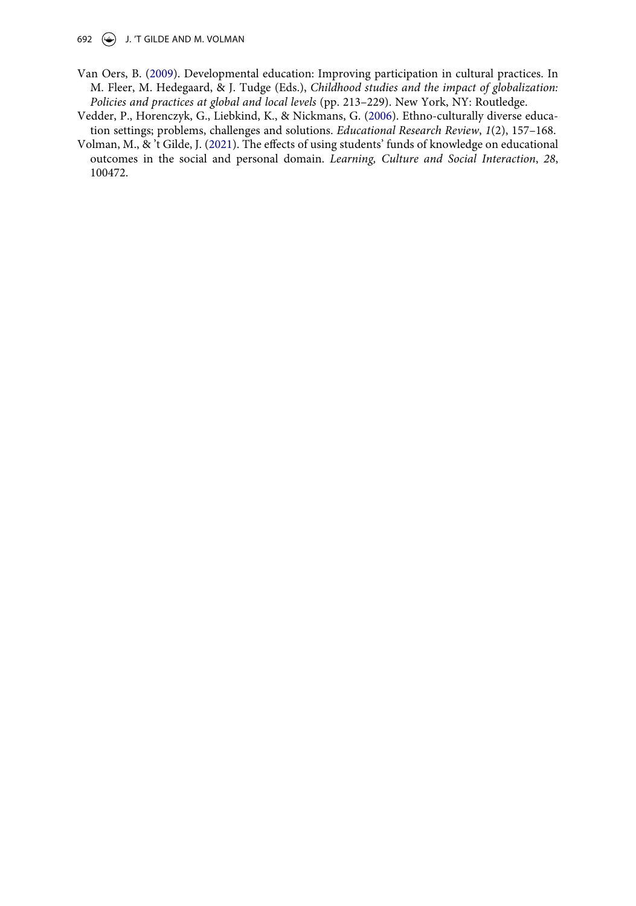Van Oers, B. (2009). Developmental education: Improving participation in cultural practices. In M. Fleer, M. Hedegaard, & J. Tudge (Eds.), *Childhood studies and the impact of globalization: Policies and practices at global and local levels* (pp. 213–229). New York, NY: Routledge.

Vedder, P., Horenczyk, G., Liebkind, K., & Nickmans, G. (2006). Ethno-culturally diverse education settings; problems, challenges and solutions. *Educational Research Review*, *1*(2), 157–168.

Volman, M., & 't Gilde, J. (2021). The effects of using students' funds of knowledge on educational outcomes in the social and personal domain. *Learning, Culture and Social Interaction*, *28*, 100472.